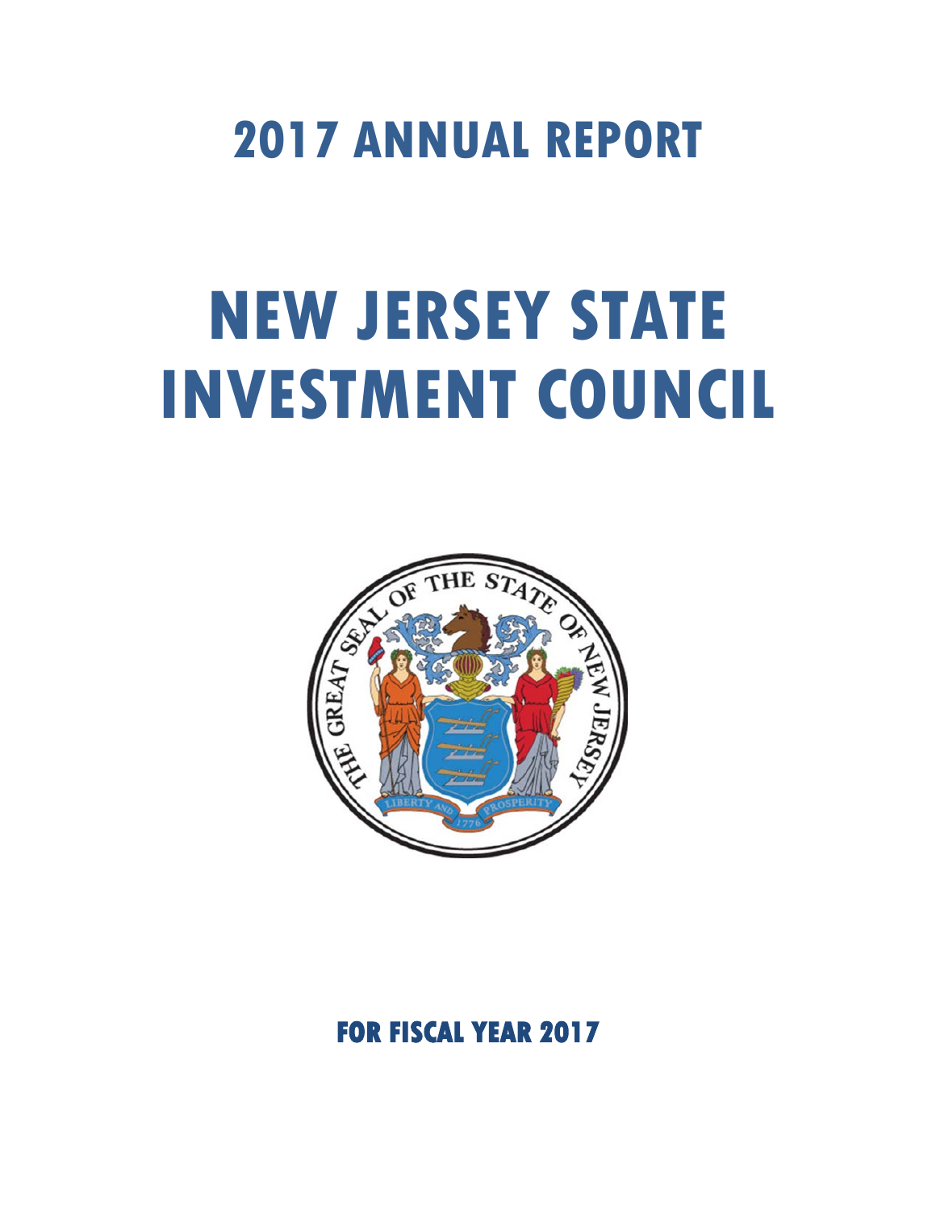# 2017 ANNUAL REPORT

# NEW JERSEY STATE INVESTMENT COUNCIL

**FOR FISCAL YEAR 2017**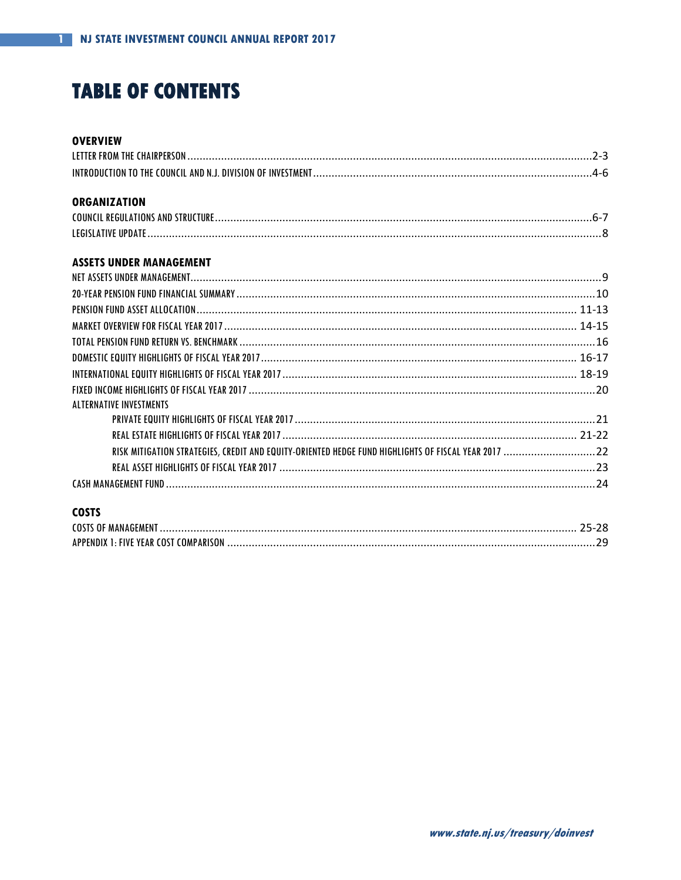# TABLE OF CONTENTS

**OVERVIEW**

LETTER FROM THE CHAIRPERSON .......... 2-3
INTRODUCTION TO THE COUNCIL AND N.J. DIVISION OF INVESTMENT .......... 4-6

**ORGANIZATION**

COUNCIL REGULATIONS AND STRUCTURE .......... 6-7
LEGISLATIVE UPDATE .......... 8

**ASSETS UNDER MANAGEMENT**

NET ASSETS UNDER MANAGEMENT .......... 9
20-YEAR PENSION FUND FINANCIAL SUMMARY .......... 10
PENSION FUND ASSET ALLOCATION .......... 11-13
MARKET OVERVIEW FOR FISCAL YEAR 2017 .......... 14-15
TOTAL PENSION FUND RETURN VS. BENCHMARK .......... 16
DOMESTIC EQUITY HIGHLIGHTS OF FISCAL YEAR 2017 .......... 16-17
INTERNATIONAL EQUITY HIGHLIGHTS OF FISCAL YEAR 2017 .......... 18-19
FIXED INCOME HIGHLIGHTS OF FISCAL YEAR 2017 .......... 20
ALTERNATIVE INVESTMENTS
- PRIVATE EQUITY HIGHLIGHTS OF FISCAL YEAR 2017 .......... 21
- REAL ESTATE HIGHLIGHTS OF FISCAL YEAR 2017 .......... 21-22
- RISK MITIGATION STRATEGIES, CREDIT AND EQUITY-ORIENTED HEDGE FUND HIGHLIGHTS OF FISCAL YEAR 2017 .......... 22
- REAL ASSET HIGHLIGHTS OF FISCAL YEAR 2017 .......... 23

CASH MANAGEMENT FUND .......... 24

**COSTS**

COSTS OF MANAGEMENT .......... 25-28
APPENDIX 1: FIVE YEAR COST COMPARISON .......... 29

*www.state.nj.us/treasury/doinvest*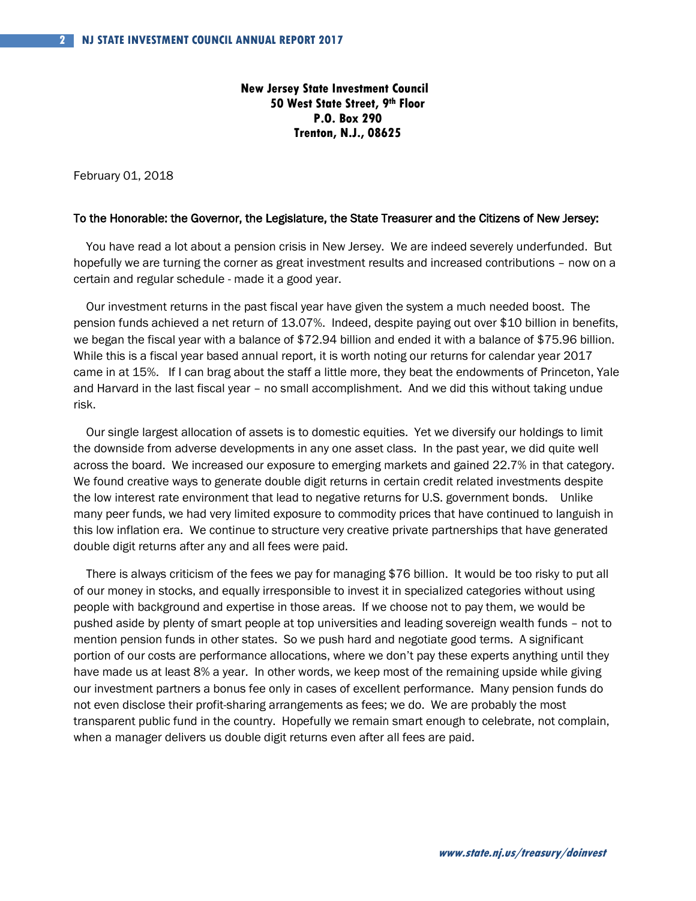**New Jersey State Investment Council**
**50 West State Street, 9th Floor**
**P.O. Box 290**
**Trenton, N.J., 08625**

February 01, 2018

To the Honorable: the Governor, the Legislature, the State Treasurer and the Citizens of New Jersey:

You have read a lot about a pension crisis in New Jersey. We are indeed severely underfunded. But hopefully we are turning the corner as great investment results and increased contributions – now on a certain and regular schedule - made it a good year.

Our investment returns in the past fiscal year have given the system a much needed boost. The pension funds achieved a net return of 13.07%. Indeed, despite paying out over $10 billion in benefits, we began the fiscal year with a balance of $72.94 billion and ended it with a balance of $75.96 billion. While this is a fiscal year based annual report, it is worth noting our returns for calendar year 2017 came in at 15%. If I can brag about the staff a little more, they beat the endowments of Princeton, Yale and Harvard in the last fiscal year – no small accomplishment. And we did this without taking undue risk.

Our single largest allocation of assets is to domestic equities. Yet we diversify our holdings to limit the downside from adverse developments in any one asset class. In the past year, we did quite well across the board. We increased our exposure to emerging markets and gained 22.7% in that category. We found creative ways to generate double digit returns in certain credit related investments despite the low interest rate environment that lead to negative returns for U.S. government bonds. Unlike many peer funds, we had very limited exposure to commodity prices that have continued to languish in this low inflation era. We continue to structure very creative private partnerships that have generated double digit returns after any and all fees were paid.

There is always criticism of the fees we pay for managing $76 billion. It would be too risky to put all of our money in stocks, and equally irresponsible to invest it in specialized categories without using people with background and expertise in those areas. If we choose not to pay them, we would be pushed aside by plenty of smart people at top universities and leading sovereign wealth funds – not to mention pension funds in other states. So we push hard and negotiate good terms. A significant portion of our costs are performance allocations, where we don't pay these experts anything until they have made us at least 8% a year. In other words, we keep most of the remaining upside while giving our investment partners a bonus fee only in cases of excellent performance. Many pension funds do not even disclose their profit-sharing arrangements as fees; we do. We are probably the most transparent public fund in the country. Hopefully we remain smart enough to celebrate, not complain, when a manager delivers us double digit returns even after all fees are paid.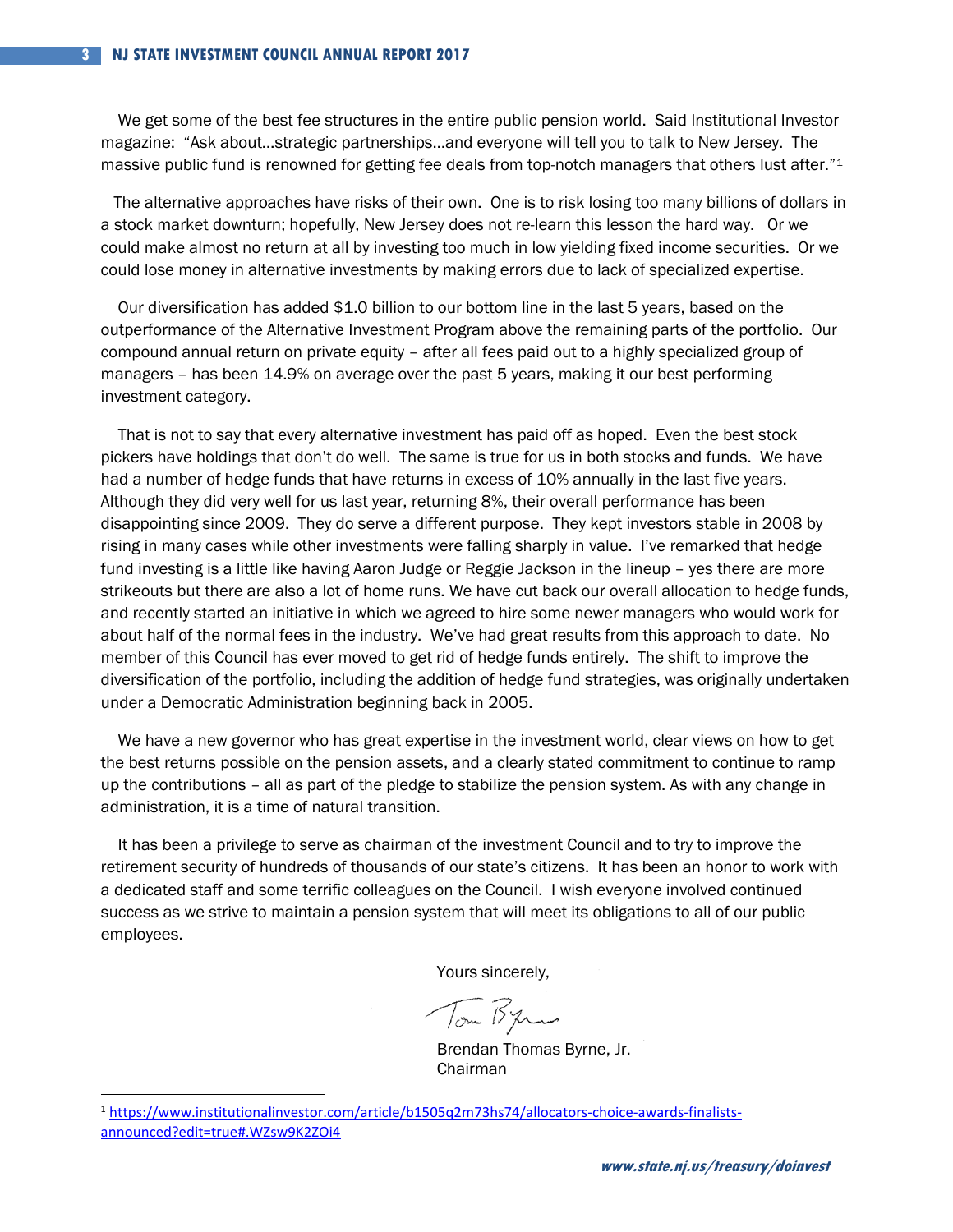We get some of the best fee structures in the entire public pension world. Said Institutional Investor magazine: "Ask about…strategic partnerships…and everyone will tell you to talk to New Jersey. The massive public fund is renowned for getting fee deals from top-notch managers that others lust after."[1]

The alternative approaches have risks of their own. One is to risk losing too many billions of dollars in a stock market downturn; hopefully, New Jersey does not re-learn this lesson the hard way. Or we could make almost no return at all by investing too much in low yielding fixed income securities. Or we could lose money in alternative investments by making errors due to lack of specialized expertise.

Our diversification has added $1.0 billion to our bottom line in the last 5 years, based on the outperformance of the Alternative Investment Program above the remaining parts of the portfolio. Our compound annual return on private equity – after all fees paid out to a highly specialized group of managers – has been 14.9% on average over the past 5 years, making it our best performing investment category.

That is not to say that every alternative investment has paid off as hoped. Even the best stock pickers have holdings that don't do well. The same is true for us in both stocks and funds. We have had a number of hedge funds that have returns in excess of 10% annually in the last five years. Although they did very well for us last year, returning 8%, their overall performance has been disappointing since 2009. They do serve a different purpose. They kept investors stable in 2008 by rising in many cases while other investments were falling sharply in value. I've remarked that hedge fund investing is a little like having Aaron Judge or Reggie Jackson in the lineup – yes there are more strikeouts but there are also a lot of home runs. We have cut back our overall allocation to hedge funds, and recently started an initiative in which we agreed to hire some newer managers who would work for about half of the normal fees in the industry. We've had great results from this approach to date. No member of this Council has ever moved to get rid of hedge funds entirely. The shift to improve the diversification of the portfolio, including the addition of hedge fund strategies, was originally undertaken under a Democratic Administration beginning back in 2005.

We have a new governor who has great expertise in the investment world, clear views on how to get the best returns possible on the pension assets, and a clearly stated commitment to continue to ramp up the contributions – all as part of the pledge to stabilize the pension system. As with any change in administration, it is a time of natural transition.

It has been a privilege to serve as chairman of the investment Council and to try to improve the retirement security of hundreds of thousands of our state's citizens. It has been an honor to work with a dedicated staff and some terrific colleagues on the Council. I wish everyone involved continued success as we strive to maintain a pension system that will meet its obligations to all of our public employees.

Yours sincerely,

Tom Byrne

Brendan Thomas Byrne, Jr.
Chairman

---

[1] https://www.institutionalinvestor.com/article/b1505q2m73hs74/allocators-choice-awards-finalists-announced?edit=true#.WZsw9K2ZOi4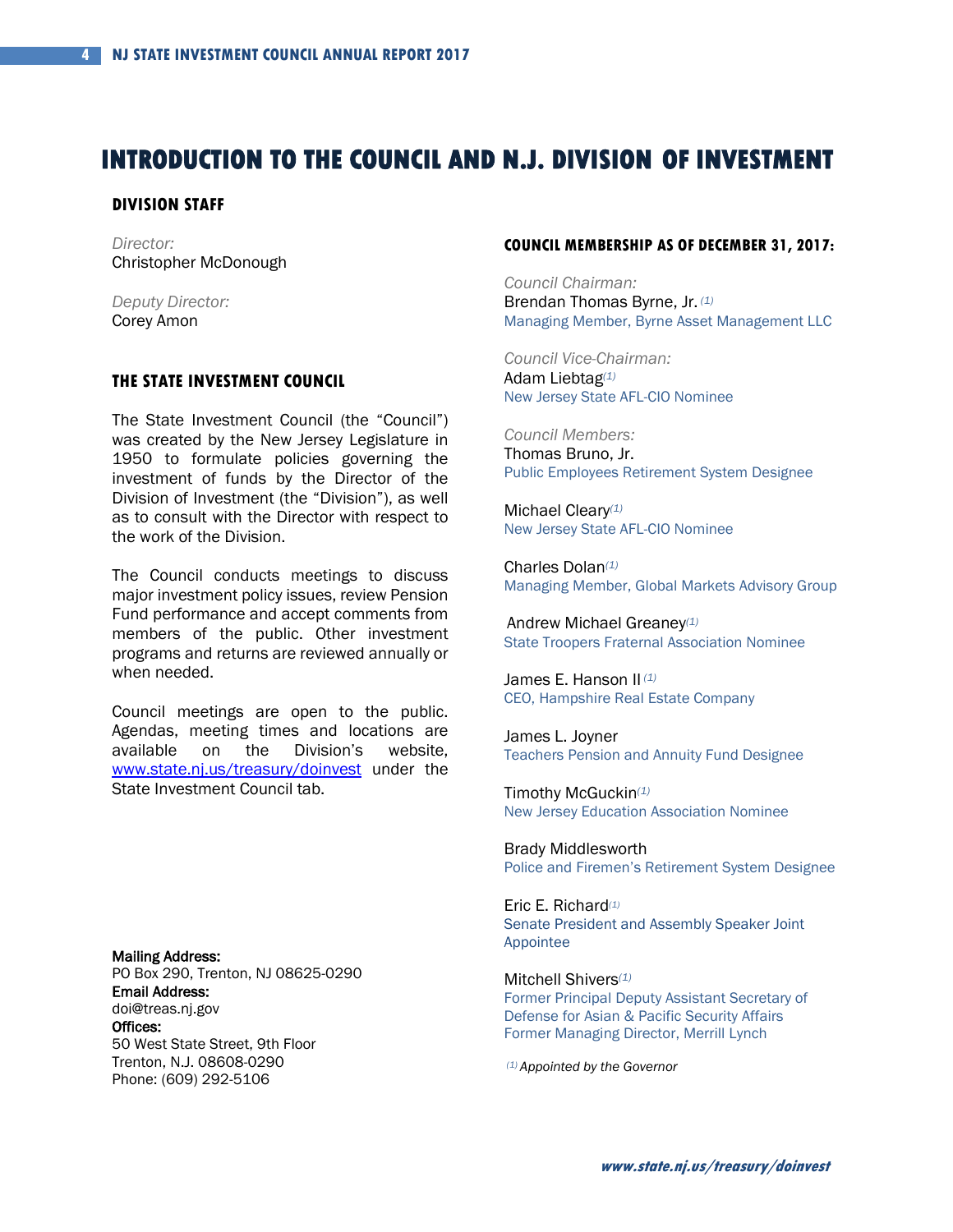# INTRODUCTION TO THE COUNCIL AND N.J. DIVISION OF INVESTMENT

## DIVISION STAFF

*Director:*
Christopher McDonough

*Deputy Director:*
Corey Amon

## THE STATE INVESTMENT COUNCIL

The State Investment Council (the "Council") was created by the New Jersey Legislature in 1950 to formulate policies governing the investment of funds by the Director of the Division of Investment (the "Division"), as well as to consult with the Director with respect to the work of the Division.

The Council conducts meetings to discuss major investment policy issues, review Pension Fund performance and accept comments from members of the public. Other investment programs and returns are reviewed annually or when needed.

Council meetings are open to the public. Agendas, meeting times and locations are available on the Division's website, www.state.nj.us/treasury/doinvest under the State Investment Council tab.

**Mailing Address:**
PO Box 290, Trenton, NJ 08625-0290
**Email Address:**
doi@treas.nj.gov
**Offices:**
50 West State Street, 9th Floor
Trenton, N.J. 08608-0290
Phone: (609) 292-5106

## COUNCIL MEMBERSHIP AS OF DECEMBER 31, 2017:

*Council Chairman:*
Brendan Thomas Byrne, Jr. [(1)]
Managing Member, Byrne Asset Management LLC

*Council Vice-Chairman:*
Adam Liebtag [(1)]
New Jersey State AFL-CIO Nominee

*Council Members:*
Thomas Bruno, Jr.
Public Employees Retirement System Designee

Michael Cleary [(1)]
New Jersey State AFL-CIO Nominee

Charles Dolan [(1)]
Managing Member, Global Markets Advisory Group

Andrew Michael Greaney [(1)]
State Troopers Fraternal Association Nominee

James E. Hanson II [(1)]
CEO, Hampshire Real Estate Company

James L. Joyner
Teachers Pension and Annuity Fund Designee

Timothy McGuckin [(1)]
New Jersey Education Association Nominee

Brady Middlesworth
Police and Firemen's Retirement System Designee

Eric E. Richard [(1)]
Senate President and Assembly Speaker Joint Appointee

Mitchell Shivers [(1)]
Former Principal Deputy Assistant Secretary of Defense for Asian & Pacific Security Affairs
Former Managing Director, Merrill Lynch

[(1)] *Appointed by the Governor*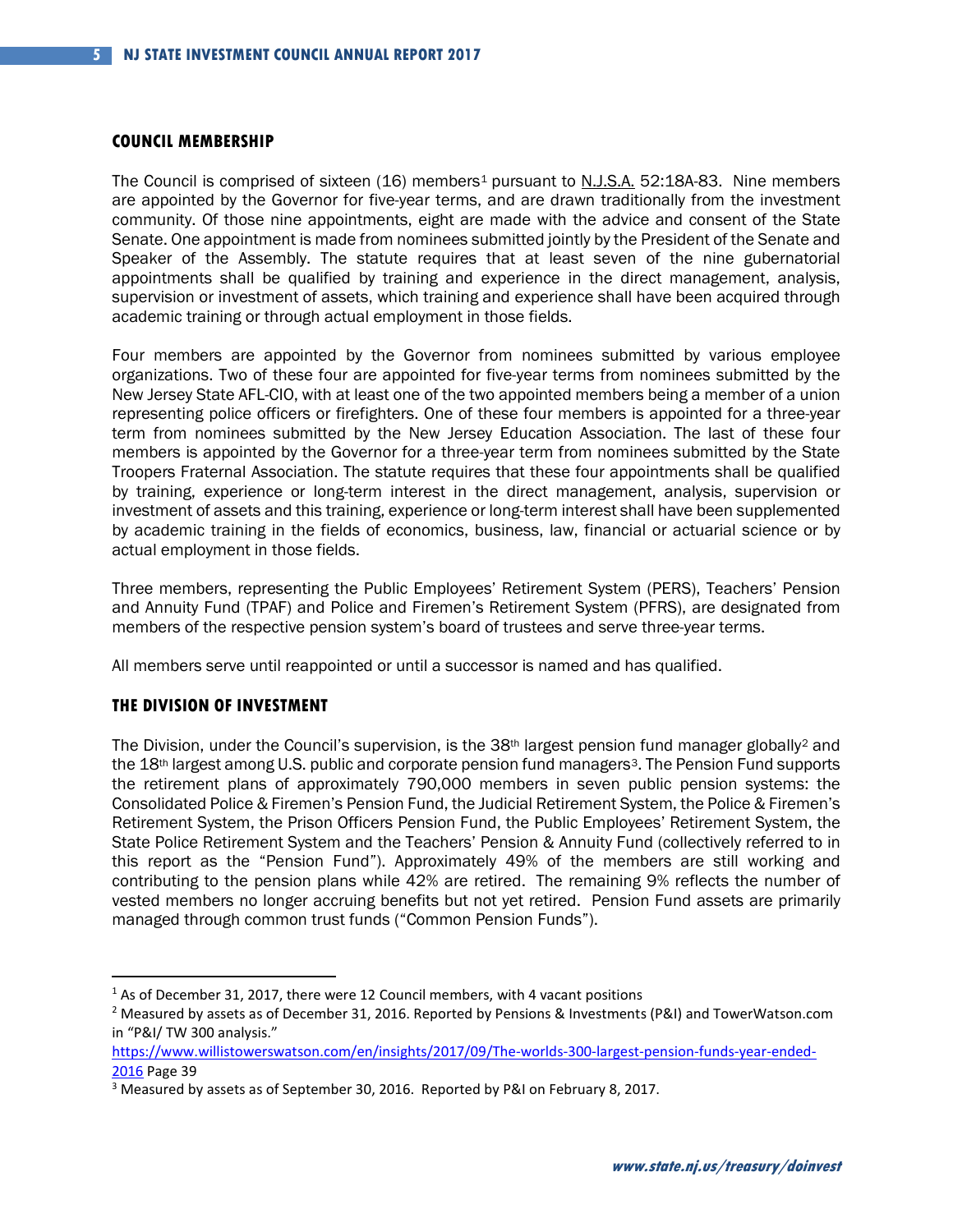## COUNCIL MEMBERSHIP

The Council is comprised of sixteen (16) members[1] pursuant to N.J.S.A. 52:18A-83. Nine members are appointed by the Governor for five-year terms, and are drawn traditionally from the investment community. Of those nine appointments, eight are made with the advice and consent of the State Senate. One appointment is made from nominees submitted jointly by the President of the Senate and Speaker of the Assembly. The statute requires that at least seven of the nine gubernatorial appointments shall be qualified by training and experience in the direct management, analysis, supervision or investment of assets, which training and experience shall have been acquired through academic training or through actual employment in those fields.

Four members are appointed by the Governor from nominees submitted by various employee organizations. Two of these four are appointed for five-year terms from nominees submitted by the New Jersey State AFL-CIO, with at least one of the two appointed members being a member of a union representing police officers or firefighters. One of these four members is appointed for a three-year term from nominees submitted by the New Jersey Education Association. The last of these four members is appointed by the Governor for a three-year term from nominees submitted by the State Troopers Fraternal Association. The statute requires that these four appointments shall be qualified by training, experience or long-term interest in the direct management, analysis, supervision or investment of assets and this training, experience or long-term interest shall have been supplemented by academic training in the fields of economics, business, law, financial or actuarial science or by actual employment in those fields.

Three members, representing the Public Employees' Retirement System (PERS), Teachers' Pension and Annuity Fund (TPAF) and Police and Firemen's Retirement System (PFRS), are designated from members of the respective pension system's board of trustees and serve three-year terms.

All members serve until reappointed or until a successor is named and has qualified.

## THE DIVISION OF INVESTMENT

The Division, under the Council's supervision, is the 38th largest pension fund manager globally[2] and the 18th largest among U.S. public and corporate pension fund managers[3]. The Pension Fund supports the retirement plans of approximately 790,000 members in seven public pension systems: the Consolidated Police & Firemen's Pension Fund, the Judicial Retirement System, the Police & Firemen's Retirement System, the Prison Officers Pension Fund, the Public Employees' Retirement System, the State Police Retirement System and the Teachers' Pension & Annuity Fund (collectively referred to in this report as the "Pension Fund"). Approximately 49% of the members are still working and contributing to the pension plans while 42% are retired. The remaining 9% reflects the number of vested members no longer accruing benefits but not yet retired. Pension Fund assets are primarily managed through common trust funds ("Common Pension Funds").

---

[1] As of December 31, 2017, there were 12 Council members, with 4 vacant positions

[2] Measured by assets as of December 31, 2016. Reported by Pensions & Investments (P&I) and TowerWatson.com in "P&I/ TW 300 analysis." https://www.willistowerswatson.com/en/insights/2017/09/The-worlds-300-largest-pension-funds-year-ended-2016 Page 39

[3] Measured by assets as of September 30, 2016. Reported by P&I on February 8, 2017.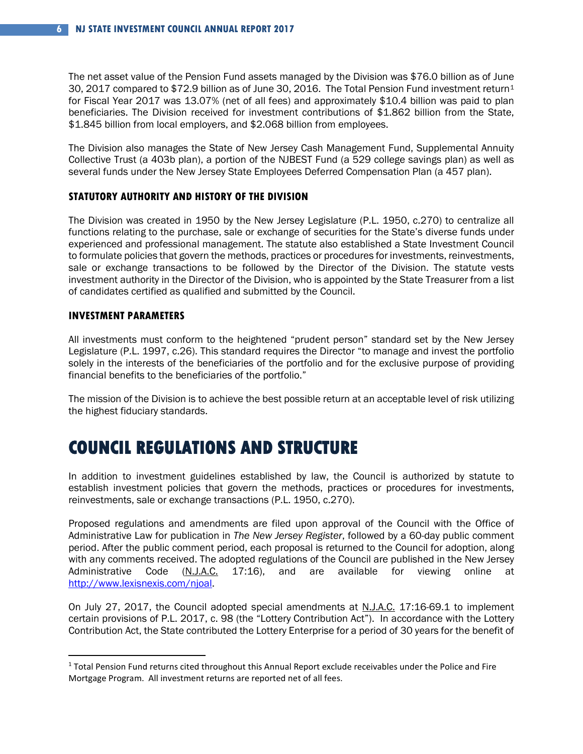The net asset value of the Pension Fund assets managed by the Division was $76.0 billion as of June 30, 2017 compared to $72.9 billion as of June 30, 2016. The Total Pension Fund investment return[1] for Fiscal Year 2017 was 13.07% (net of all fees) and approximately $10.4 billion was paid to plan beneficiaries. The Division received for investment contributions of $1.862 billion from the State, $1.845 billion from local employers, and $2.068 billion from employees.

The Division also manages the State of New Jersey Cash Management Fund, Supplemental Annuity Collective Trust (a 403b plan), a portion of the NJBEST Fund (a 529 college savings plan) as well as several funds under the New Jersey State Employees Deferred Compensation Plan (a 457 plan).

### STATUTORY AUTHORITY AND HISTORY OF THE DIVISION

The Division was created in 1950 by the New Jersey Legislature (P.L. 1950, c.270) to centralize all functions relating to the purchase, sale or exchange of securities for the State's diverse funds under experienced and professional management. The statute also established a State Investment Council to formulate policies that govern the methods, practices or procedures for investments, reinvestments, sale or exchange transactions to be followed by the Director of the Division. The statute vests investment authority in the Director of the Division, who is appointed by the State Treasurer from a list of candidates certified as qualified and submitted by the Council.

### INVESTMENT PARAMETERS

All investments must conform to the heightened "prudent person" standard set by the New Jersey Legislature (P.L. 1997, c.26). This standard requires the Director "to manage and invest the portfolio solely in the interests of the beneficiaries of the portfolio and for the exclusive purpose of providing financial benefits to the beneficiaries of the portfolio."

The mission of the Division is to achieve the best possible return at an acceptable level of risk utilizing the highest fiduciary standards.

## COUNCIL REGULATIONS AND STRUCTURE

In addition to investment guidelines established by law, the Council is authorized by statute to establish investment policies that govern the methods, practices or procedures for investments, reinvestments, sale or exchange transactions (P.L. 1950, c.270).

Proposed regulations and amendments are filed upon approval of the Council with the Office of Administrative Law for publication in *The New Jersey Register*, followed by a 60-day public comment period. After the public comment period, each proposal is returned to the Council for adoption, along with any comments received. The adopted regulations of the Council are published in the New Jersey Administrative Code (N.J.A.C. 17:16), and are available for viewing online at http://www.lexisnexis.com/njoal.

On July 27, 2017, the Council adopted special amendments at N.J.A.C. 17:16-69.1 to implement certain provisions of P.L. 2017, c. 98 (the "Lottery Contribution Act"). In accordance with the Lottery Contribution Act, the State contributed the Lottery Enterprise for a period of 30 years for the benefit of

[1] Total Pension Fund returns cited throughout this Annual Report exclude receivables under the Police and Fire Mortgage Program. All investment returns are reported net of all fees.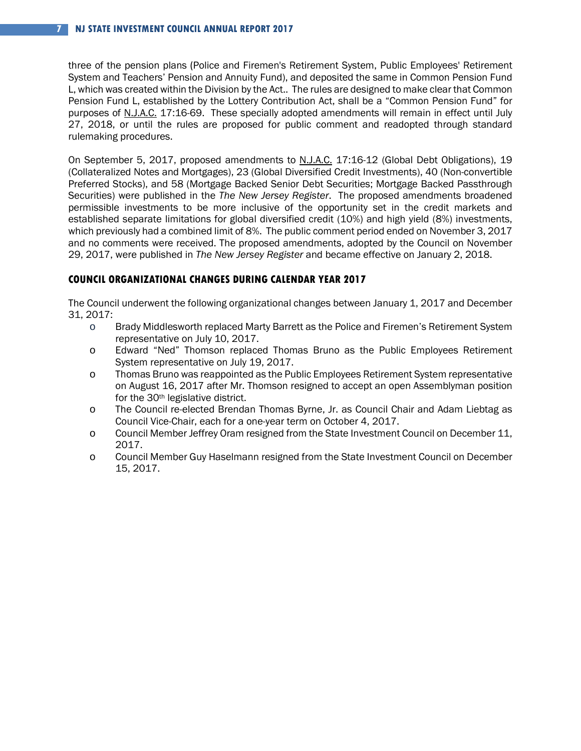three of the pension plans (Police and Firemen's Retirement System, Public Employees' Retirement System and Teachers' Pension and Annuity Fund), and deposited the same in Common Pension Fund L, which was created within the Division by the Act.. The rules are designed to make clear that Common Pension Fund L, established by the Lottery Contribution Act, shall be a "Common Pension Fund" for purposes of N.J.A.C. 17:16-69. These specially adopted amendments will remain in effect until July 27, 2018, or until the rules are proposed for public comment and readopted through standard rulemaking procedures.

On September 5, 2017, proposed amendments to N.J.A.C. 17:16-12 (Global Debt Obligations), 19 (Collateralized Notes and Mortgages), 23 (Global Diversified Credit Investments), 40 (Non-convertible Preferred Stocks), and 58 (Mortgage Backed Senior Debt Securities; Mortgage Backed Passthrough Securities) were published in the *The New Jersey Register*. The proposed amendments broadened permissible investments to be more inclusive of the opportunity set in the credit markets and established separate limitations for global diversified credit (10%) and high yield (8%) investments, which previously had a combined limit of 8%. The public comment period ended on November 3, 2017 and no comments were received. The proposed amendments, adopted by the Council on November 29, 2017, were published in *The New Jersey Register* and became effective on January 2, 2018.

## COUNCIL ORGANIZATIONAL CHANGES DURING CALENDAR YEAR 2017

The Council underwent the following organizational changes between January 1, 2017 and December 31, 2017:

- Brady Middlesworth replaced Marty Barrett as the Police and Firemen's Retirement System representative on July 10, 2017.
- Edward "Ned" Thomson replaced Thomas Bruno as the Public Employees Retirement System representative on July 19, 2017.
- Thomas Bruno was reappointed as the Public Employees Retirement System representative on August 16, 2017 after Mr. Thomson resigned to accept an open Assemblyman position for the 30th legislative district.
- The Council re-elected Brendan Thomas Byrne, Jr. as Council Chair and Adam Liebtag as Council Vice-Chair, each for a one-year term on October 4, 2017.
- Council Member Jeffrey Oram resigned from the State Investment Council on December 11, 2017.
- Council Member Guy Haselmann resigned from the State Investment Council on December 15, 2017.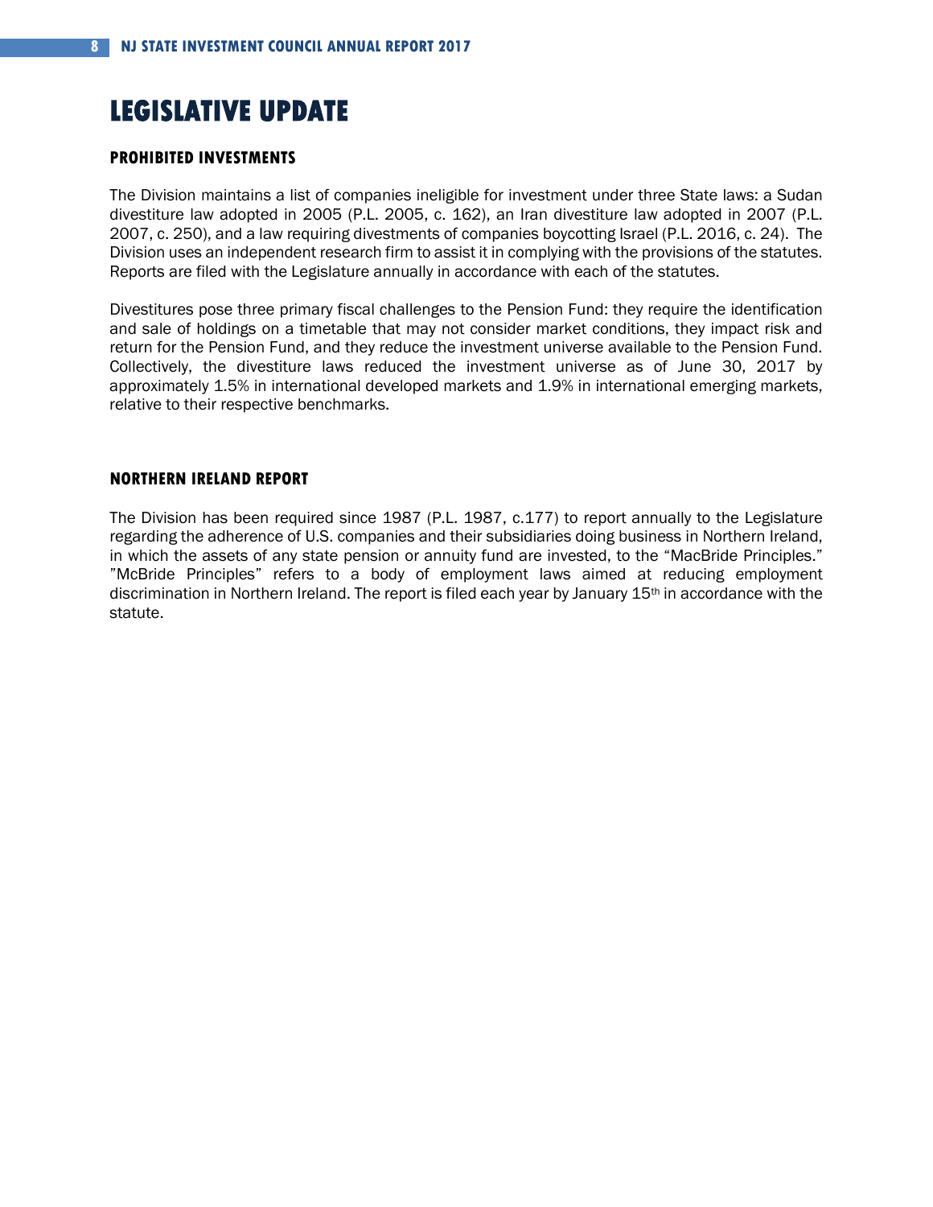# LEGISLATIVE UPDATE

## PROHIBITED INVESTMENTS

The Division maintains a list of companies ineligible for investment under three State laws: a Sudan divestiture law adopted in 2005 (P.L. 2005, c. 162), an Iran divestiture law adopted in 2007 (P.L. 2007, c. 250), and a law requiring divestments of companies boycotting Israel (P.L. 2016, c. 24). The Division uses an independent research firm to assist it in complying with the provisions of the statutes. Reports are filed with the Legislature annually in accordance with each of the statutes.

Divestitures pose three primary fiscal challenges to the Pension Fund: they require the identification and sale of holdings on a timetable that may not consider market conditions, they impact risk and return for the Pension Fund, and they reduce the investment universe available to the Pension Fund. Collectively, the divestiture laws reduced the investment universe as of June 30, 2017 by approximately 1.5% in international developed markets and 1.9% in international emerging markets, relative to their respective benchmarks.

## NORTHERN IRELAND REPORT

The Division has been required since 1987 (P.L. 1987, c.177) to report annually to the Legislature regarding the adherence of U.S. companies and their subsidiaries doing business in Northern Ireland, in which the assets of any state pension or annuity fund are invested, to the "MacBride Principles." "McBride Principles" refers to a body of employment laws aimed at reducing employment discrimination in Northern Ireland. The report is filed each year by January 15th in accordance with the statute.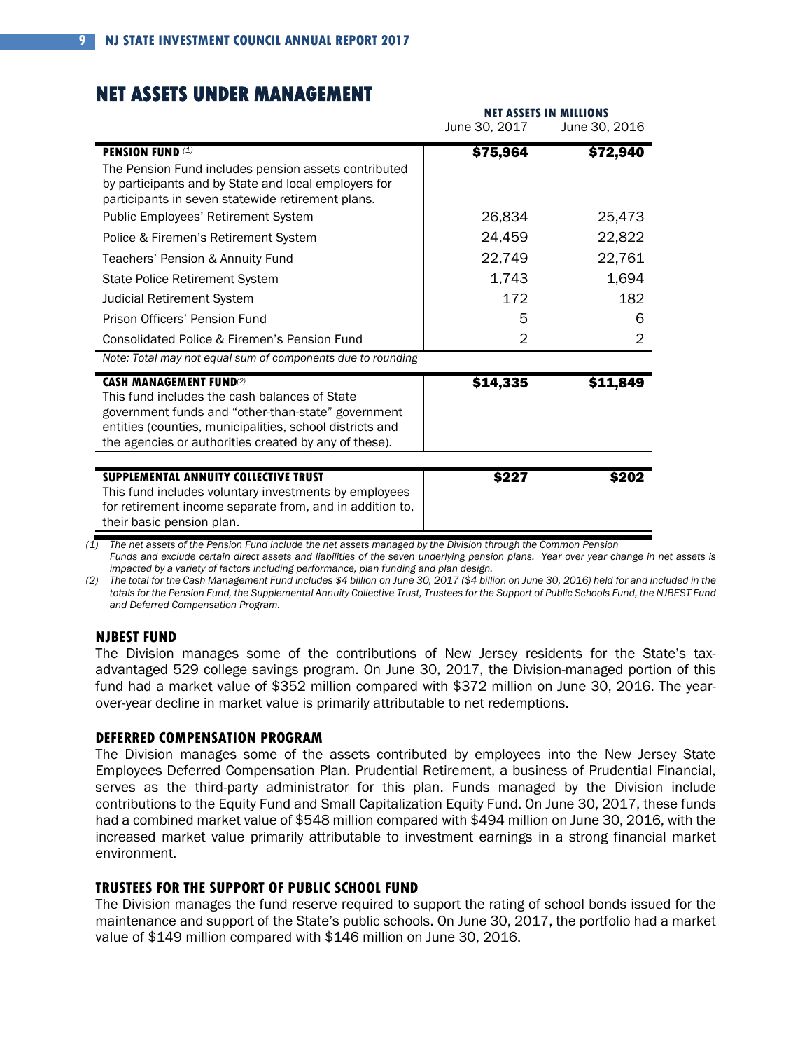# NET ASSETS UNDER MANAGEMENT

| | NET ASSETS IN MILLIONS | |
|---|---|---|
| | June 30, 2017 | June 30, 2016 |
| **PENSION FUND** (1) | **$75,964** | **$72,940** |
| The Pension Fund includes pension assets contributed by participants and by State and local employers for participants in seven statewide retirement plans. | | |
| Public Employees' Retirement System | 26,834 | 25,473 |
| Police & Firemen's Retirement System | 24,459 | 22,822 |
| Teachers' Pension & Annuity Fund | 22,749 | 22,761 |
| State Police Retirement System | 1,743 | 1,694 |
| Judicial Retirement System | 172 | 182 |
| Prison Officers' Pension Fund | 5 | 6 |
| Consolidated Police & Firemen's Pension Fund | 2 | 2 |
| *Note: Total may not equal sum of components due to rounding* | | |
| **CASH MANAGEMENT FUND** (2) This fund includes the cash balances of State government funds and "other-than-state" government entities (counties, municipalities, school districts and the agencies or authorities created by any of these). | **$14,335** | **$11,849** |
| **SUPPLEMENTAL ANNUITY COLLECTIVE TRUST** This fund includes voluntary investments by employees for retirement income separate from, and in addition to, their basic pension plan. | **$227** | **$202** |

*(1) The net assets of the Pension Fund include the net assets managed by the Division through the Common Pension Funds and exclude certain direct assets and liabilities of the seven underlying pension plans. Year over year change in net assets is impacted by a variety of factors including performance, plan funding and plan design.*

*(2) The total for the Cash Management Fund includes $4 billion on June 30, 2017 ($4 billion on June 30, 2016) held for and included in the totals for the Pension Fund, the Supplemental Annuity Collective Trust, Trustees for the Support of Public Schools Fund, the NJBEST Fund and Deferred Compensation Program.*

### NJBEST FUND

The Division manages some of the contributions of New Jersey residents for the State's tax-advantaged 529 college savings program. On June 30, 2017, the Division-managed portion of this fund had a market value of $352 million compared with $372 million on June 30, 2016. The year-over-year decline in market value is primarily attributable to net redemptions.

### DEFERRED COMPENSATION PROGRAM

The Division manages some of the assets contributed by employees into the New Jersey State Employees Deferred Compensation Plan. Prudential Retirement, a business of Prudential Financial, serves as the third-party administrator for this plan. Funds managed by the Division include contributions to the Equity Fund and Small Capitalization Equity Fund. On June 30, 2017, these funds had a combined market value of $548 million compared with $494 million on June 30, 2016, with the increased market value primarily attributable to investment earnings in a strong financial market environment.

### TRUSTEES FOR THE SUPPORT OF PUBLIC SCHOOL FUND

The Division manages the fund reserve required to support the rating of school bonds issued for the maintenance and support of the State's public schools. On June 30, 2017, the portfolio had a market value of $149 million compared with $146 million on June 30, 2016.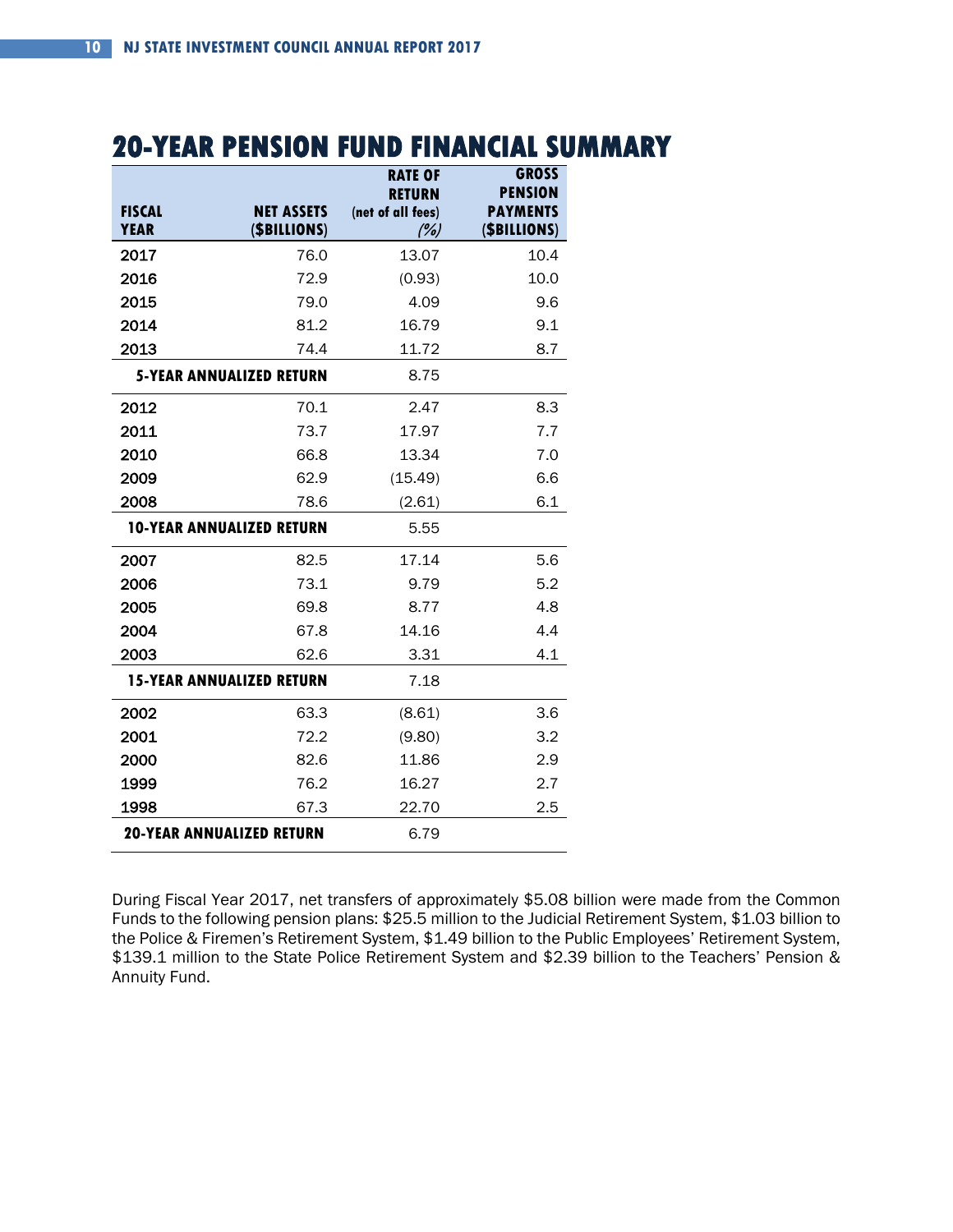# 20-YEAR PENSION FUND FINANCIAL SUMMARY

| FISCAL YEAR | NET ASSETS ($BILLIONS) | RATE OF RETURN (net of all fees) *(%)* | GROSS PENSION PAYMENTS ($BILLIONS) |
|---|---|---|---|
| 2017 | 76.0 | 13.07 | 10.4 |
| 2016 | 72.9 | (0.93) | 10.0 |
| 2015 | 79.0 | 4.09 | 9.6 |
| 2014 | 81.2 | 16.79 | 9.1 |
| 2013 | 74.4 | 11.72 | 8.7 |
| **5-YEAR ANNUALIZED RETURN** | | 8.75 | |
| 2012 | 70.1 | 2.47 | 8.3 |
| 2011 | 73.7 | 17.97 | 7.7 |
| 2010 | 66.8 | 13.34 | 7.0 |
| 2009 | 62.9 | (15.49) | 6.6 |
| 2008 | 78.6 | (2.61) | 6.1 |
| **10-YEAR ANNUALIZED RETURN** | | 5.55 | |
| 2007 | 82.5 | 17.14 | 5.6 |
| 2006 | 73.1 | 9.79 | 5.2 |
| 2005 | 69.8 | 8.77 | 4.8 |
| 2004 | 67.8 | 14.16 | 4.4 |
| 2003 | 62.6 | 3.31 | 4.1 |
| **15-YEAR ANNUALIZED RETURN** | | 7.18 | |
| 2002 | 63.3 | (8.61) | 3.6 |
| 2001 | 72.2 | (9.80) | 3.2 |
| 2000 | 82.6 | 11.86 | 2.9 |
| 1999 | 76.2 | 16.27 | 2.7 |
| 1998 | 67.3 | 22.70 | 2.5 |
| **20-YEAR ANNUALIZED RETURN** | | 6.79 | |

During Fiscal Year 2017, net transfers of approximately $5.08 billion were made from the Common Funds to the following pension plans: $25.5 million to the Judicial Retirement System, $1.03 billion to the Police & Firemen's Retirement System, $1.49 billion to the Public Employees' Retirement System, $139.1 million to the State Police Retirement System and $2.39 billion to the Teachers' Pension & Annuity Fund.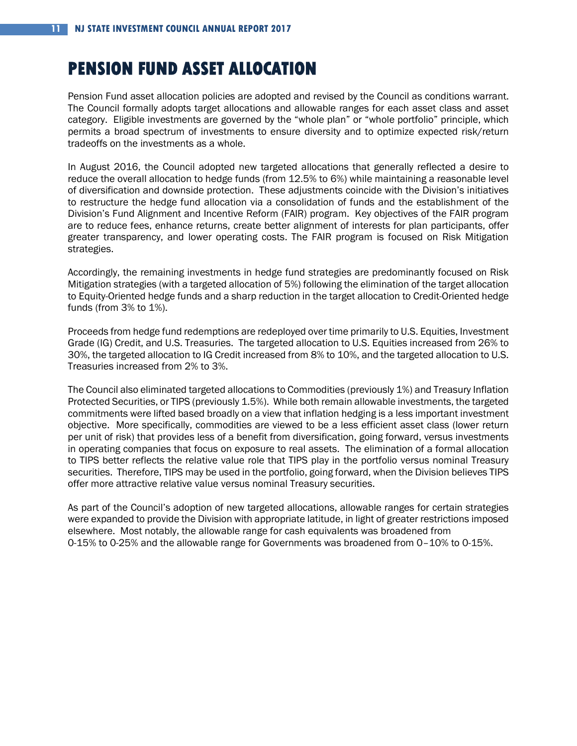# PENSION FUND ASSET ALLOCATION

Pension Fund asset allocation policies are adopted and revised by the Council as conditions warrant. The Council formally adopts target allocations and allowable ranges for each asset class and asset category. Eligible investments are governed by the “whole plan” or “whole portfolio” principle, which permits a broad spectrum of investments to ensure diversity and to optimize expected risk/return tradeoffs on the investments as a whole.

In August 2016, the Council adopted new targeted allocations that generally reflected a desire to reduce the overall allocation to hedge funds (from 12.5% to 6%) while maintaining a reasonable level of diversification and downside protection. These adjustments coincide with the Division’s initiatives to restructure the hedge fund allocation via a consolidation of funds and the establishment of the Division’s Fund Alignment and Incentive Reform (FAIR) program. Key objectives of the FAIR program are to reduce fees, enhance returns, create better alignment of interests for plan participants, offer greater transparency, and lower operating costs. The FAIR program is focused on Risk Mitigation strategies.

Accordingly, the remaining investments in hedge fund strategies are predominantly focused on Risk Mitigation strategies (with a targeted allocation of 5%) following the elimination of the target allocation to Equity-Oriented hedge funds and a sharp reduction in the target allocation to Credit-Oriented hedge funds (from 3% to 1%).

Proceeds from hedge fund redemptions are redeployed over time primarily to U.S. Equities, Investment Grade (IG) Credit, and U.S. Treasuries. The targeted allocation to U.S. Equities increased from 26% to 30%, the targeted allocation to IG Credit increased from 8% to 10%, and the targeted allocation to U.S. Treasuries increased from 2% to 3%.

The Council also eliminated targeted allocations to Commodities (previously 1%) and Treasury Inflation Protected Securities, or TIPS (previously 1.5%). While both remain allowable investments, the targeted commitments were lifted based broadly on a view that inflation hedging is a less important investment objective. More specifically, commodities are viewed to be a less efficient asset class (lower return per unit of risk) that provides less of a benefit from diversification, going forward, versus investments in operating companies that focus on exposure to real assets. The elimination of a formal allocation to TIPS better reflects the relative value role that TIPS play in the portfolio versus nominal Treasury securities. Therefore, TIPS may be used in the portfolio, going forward, when the Division believes TIPS offer more attractive relative value versus nominal Treasury securities.

As part of the Council’s adoption of new targeted allocations, allowable ranges for certain strategies were expanded to provide the Division with appropriate latitude, in light of greater restrictions imposed elsewhere. Most notably, the allowable range for cash equivalents was broadened from 0-15% to 0-25% and the allowable range for Governments was broadened from 0–10% to 0-15%.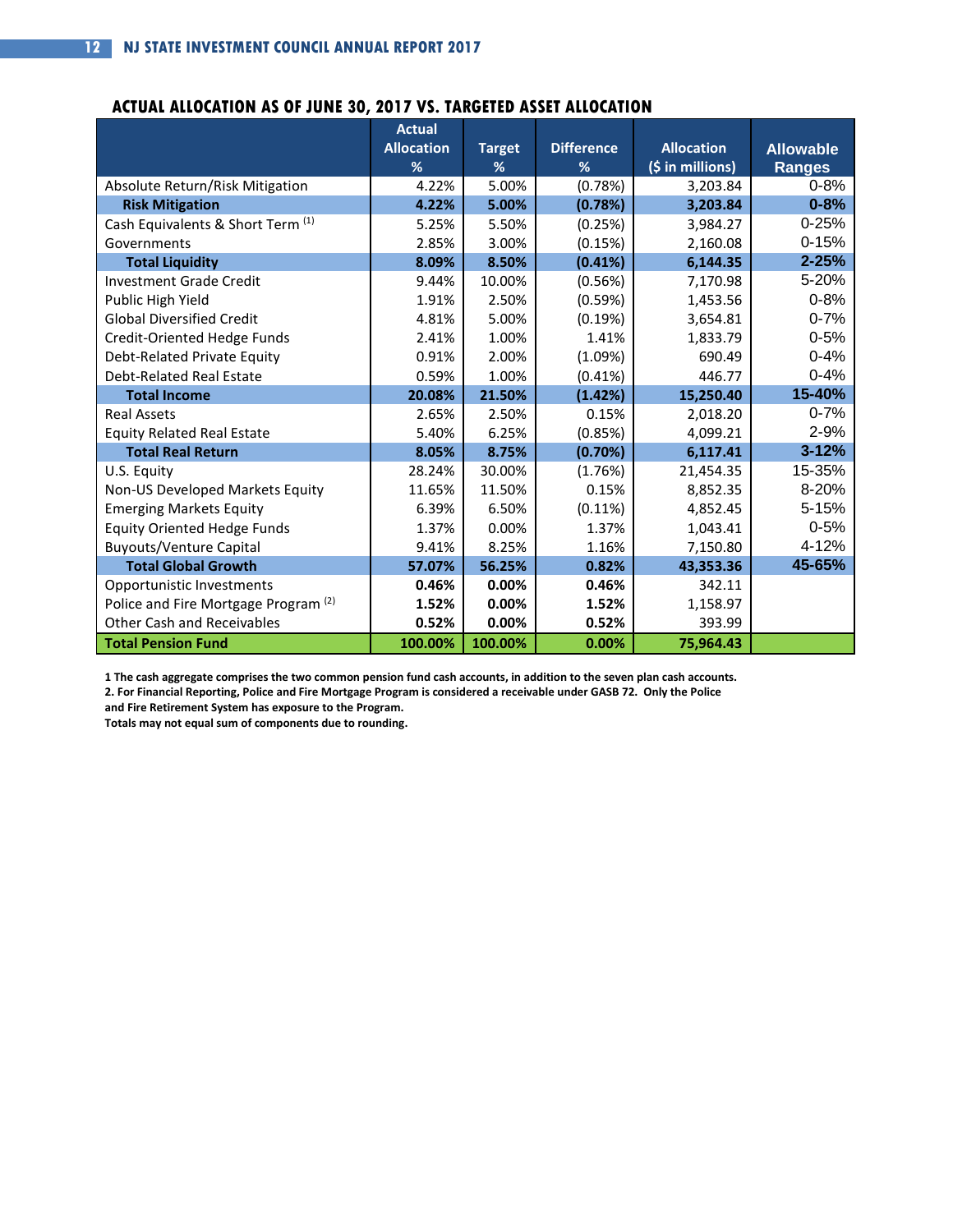## ACTUAL ALLOCATION AS OF JUNE 30, 2017 VS. TARGETED ASSET ALLOCATION

| | Actual Allocation % | Target % | Difference % | Allocation ($ in millions) | Allowable Ranges |
|---|---|---|---|---|---|
| Absolute Return/Risk Mitigation | 4.22% | 5.00% | (0.78%) | 3,203.84 | 0-8% |
| **Risk Mitigation** | **4.22%** | **5.00%** | **(0.78%)** | **3,203.84** | **0-8%** |
| Cash Equivalents & Short Term [1] | 5.25% | 5.50% | (0.25%) | 3,984.27 | 0-25% |
| Governments | 2.85% | 3.00% | (0.15%) | 2,160.08 | 0-15% |
| **Total Liquidity** | **8.09%** | **8.50%** | **(0.41%)** | **6,144.35** | **2-25%** |
| Investment Grade Credit | 9.44% | 10.00% | (0.56%) | 7,170.98 | 5-20% |
| Public High Yield | 1.91% | 2.50% | (0.59%) | 1,453.56 | 0-8% |
| Global Diversified Credit | 4.81% | 5.00% | (0.19%) | 3,654.81 | 0-7% |
| Credit-Oriented Hedge Funds | 2.41% | 1.00% | 1.41% | 1,833.79 | 0-5% |
| Debt-Related Private Equity | 0.91% | 2.00% | (1.09%) | 690.49 | 0-4% |
| Debt-Related Real Estate | 0.59% | 1.00% | (0.41%) | 446.77 | 0-4% |
| **Total Income** | **20.08%** | **21.50%** | **(1.42%)** | **15,250.40** | **15-40%** |
| Real Assets | 2.65% | 2.50% | 0.15% | 2,018.20 | 0-7% |
| Equity Related Real Estate | 5.40% | 6.25% | (0.85%) | 4,099.21 | 2-9% |
| **Total Real Return** | **8.05%** | **8.75%** | **(0.70%)** | **6,117.41** | **3-12%** |
| U.S. Equity | 28.24% | 30.00% | (1.76%) | 21,454.35 | 15-35% |
| Non-US Developed Markets Equity | 11.65% | 11.50% | 0.15% | 8,852.35 | 8-20% |
| Emerging Markets Equity | 6.39% | 6.50% | (0.11%) | 4,852.45 | 5-15% |
| Equity Oriented Hedge Funds | 1.37% | 0.00% | 1.37% | 1,043.41 | 0-5% |
| Buyouts/Venture Capital | 9.41% | 8.25% | 1.16% | 7,150.80 | 4-12% |
| **Total Global Growth** | **57.07%** | **56.25%** | **0.82%** | **43,353.36** | **45-65%** |
| Opportunistic Investments | **0.46%** | **0.00%** | **0.46%** | 342.11 | |
| Police and Fire Mortgage Program [2] | **1.52%** | **0.00%** | **1.52%** | 1,158.97 | |
| Other Cash and Receivables | **0.52%** | **0.00%** | **0.52%** | 393.99 | |
| **Total Pension Fund** | **100.00%** | **100.00%** | **0.00%** | **75,964.43** | |

**1 The cash aggregate comprises the two common pension fund cash accounts, in addition to the seven plan cash accounts.**
**2. For Financial Reporting, Police and Fire Mortgage Program is considered a receivable under GASB 72. Only the Police and Fire Retirement System has exposure to the Program.**
**Totals may not equal sum of components due to rounding.**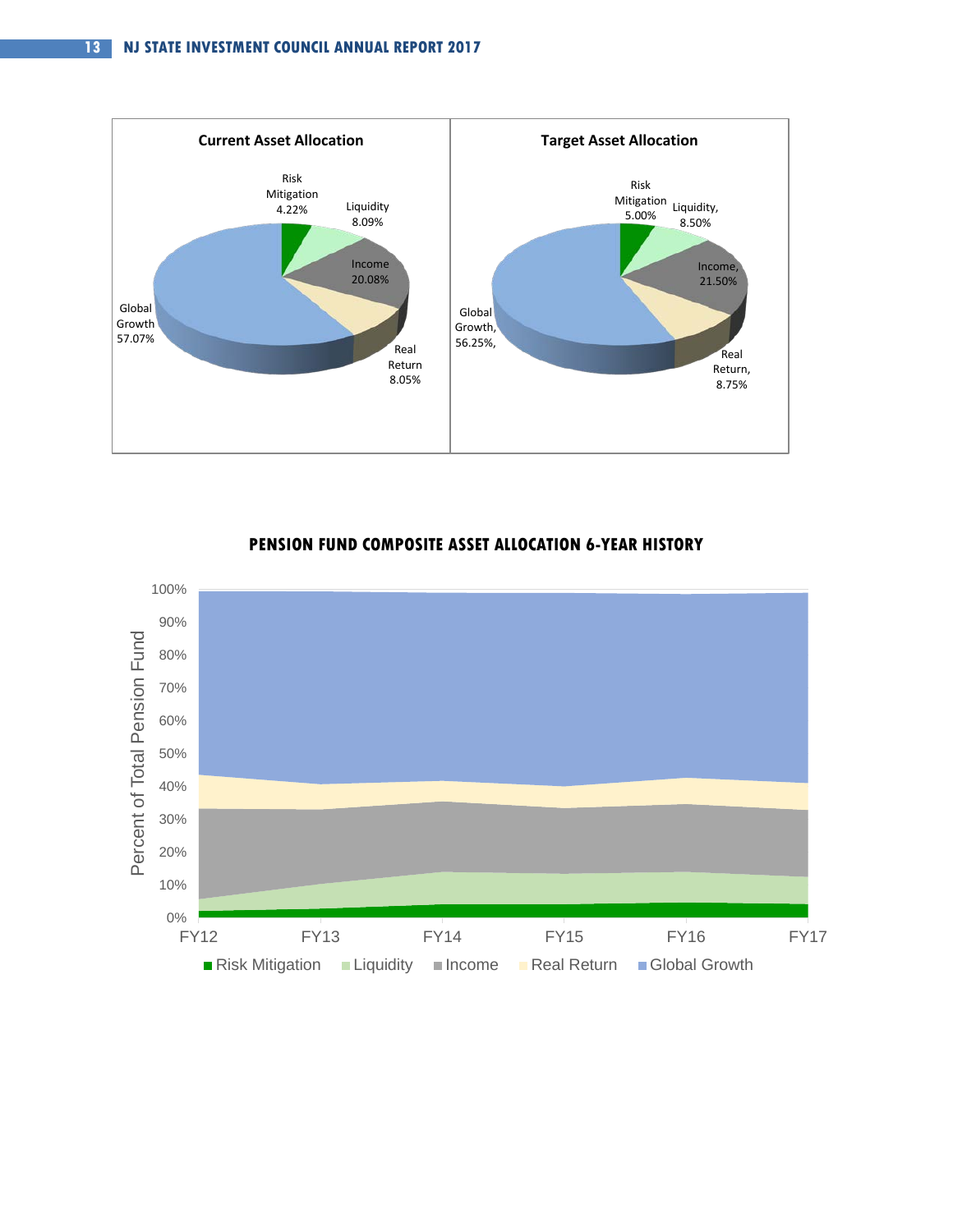**Current Asset Allocation**

| Asset Class | Allocation |
| --- | --- |
| Risk Mitigation | 4.22% |
| Liquidity | 8.09% |
| Income | 20.08% |
| Real Return | 8.05% |
| Global Growth | 57.07% |

**Target Asset Allocation**

| Asset Class | Allocation |
| --- | --- |
| Risk Mitigation | 5.00% |
| Liquidity | 8.50% |
| Income | 21.50% |
| Real Return | 8.75% |
| Global Growth | 56.25% |

## PENSION FUND COMPOSITE ASSET ALLOCATION 6-YEAR HISTORY

Percent of Total Pension Fund

FY12 FY13 FY14 FY15 FY16 FY17

Risk Mitigation, Liquidity, Income, Real Return, Global Growth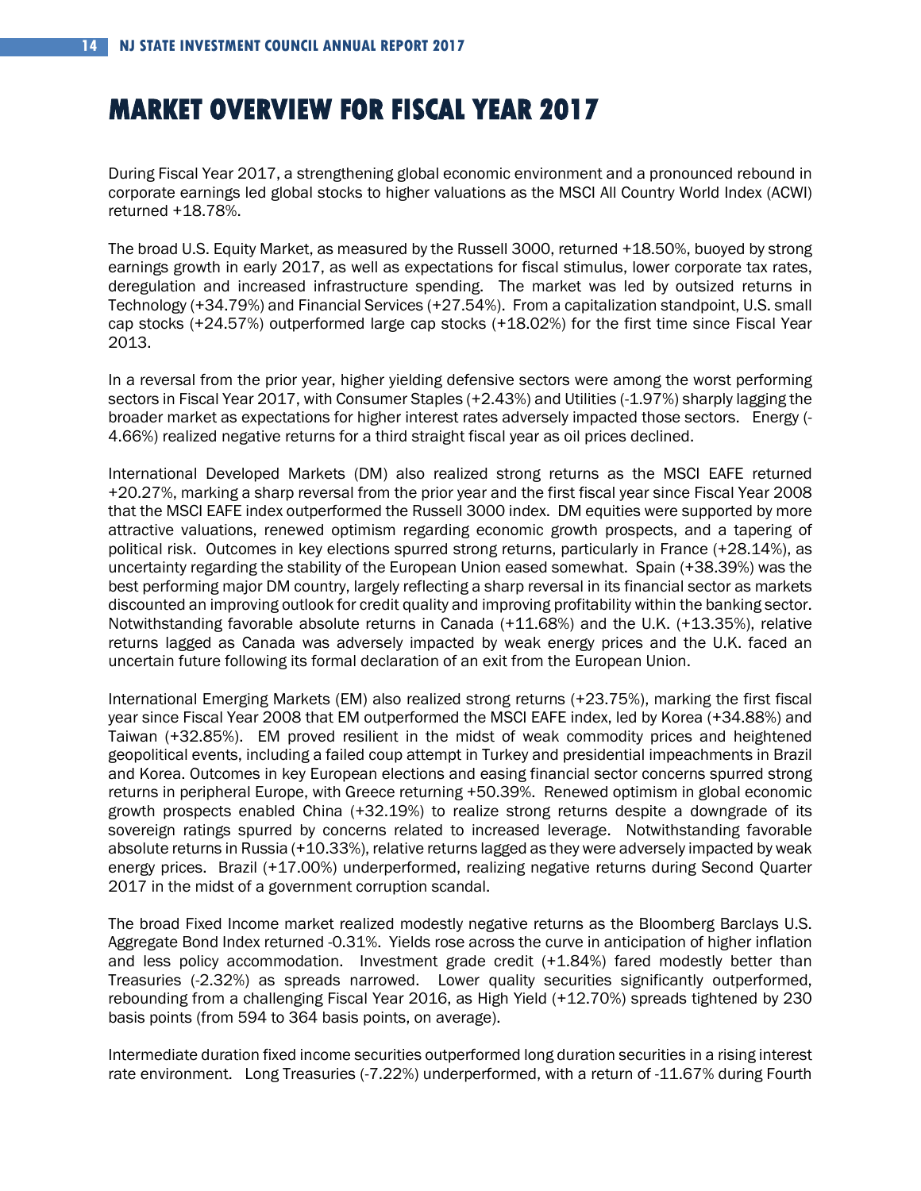# MARKET OVERVIEW FOR FISCAL YEAR 2017

During Fiscal Year 2017, a strengthening global economic environment and a pronounced rebound in corporate earnings led global stocks to higher valuations as the MSCI All Country World Index (ACWI) returned +18.78%.

The broad U.S. Equity Market, as measured by the Russell 3000, returned +18.50%, buoyed by strong earnings growth in early 2017, as well as expectations for fiscal stimulus, lower corporate tax rates, deregulation and increased infrastructure spending. The market was led by outsized returns in Technology (+34.79%) and Financial Services (+27.54%). From a capitalization standpoint, U.S. small cap stocks (+24.57%) outperformed large cap stocks (+18.02%) for the first time since Fiscal Year 2013.

In a reversal from the prior year, higher yielding defensive sectors were among the worst performing sectors in Fiscal Year 2017, with Consumer Staples (+2.43%) and Utilities (-1.97%) sharply lagging the broader market as expectations for higher interest rates adversely impacted those sectors. Energy (-4.66%) realized negative returns for a third straight fiscal year as oil prices declined.

International Developed Markets (DM) also realized strong returns as the MSCI EAFE returned +20.27%, marking a sharp reversal from the prior year and the first fiscal year since Fiscal Year 2008 that the MSCI EAFE index outperformed the Russell 3000 index. DM equities were supported by more attractive valuations, renewed optimism regarding economic growth prospects, and a tapering of political risk. Outcomes in key elections spurred strong returns, particularly in France (+28.14%), as uncertainty regarding the stability of the European Union eased somewhat. Spain (+38.39%) was the best performing major DM country, largely reflecting a sharp reversal in its financial sector as markets discounted an improving outlook for credit quality and improving profitability within the banking sector. Notwithstanding favorable absolute returns in Canada (+11.68%) and the U.K. (+13.35%), relative returns lagged as Canada was adversely impacted by weak energy prices and the U.K. faced an uncertain future following its formal declaration of an exit from the European Union.

International Emerging Markets (EM) also realized strong returns (+23.75%), marking the first fiscal year since Fiscal Year 2008 that EM outperformed the MSCI EAFE index, led by Korea (+34.88%) and Taiwan (+32.85%). EM proved resilient in the midst of weak commodity prices and heightened geopolitical events, including a failed coup attempt in Turkey and presidential impeachments in Brazil and Korea. Outcomes in key European elections and easing financial sector concerns spurred strong returns in peripheral Europe, with Greece returning +50.39%. Renewed optimism in global economic growth prospects enabled China (+32.19%) to realize strong returns despite a downgrade of its sovereign ratings spurred by concerns related to increased leverage. Notwithstanding favorable absolute returns in Russia (+10.33%), relative returns lagged as they were adversely impacted by weak energy prices. Brazil (+17.00%) underperformed, realizing negative returns during Second Quarter 2017 in the midst of a government corruption scandal.

The broad Fixed Income market realized modestly negative returns as the Bloomberg Barclays U.S. Aggregate Bond Index returned -0.31%. Yields rose across the curve in anticipation of higher inflation and less policy accommodation. Investment grade credit (+1.84%) fared modestly better than Treasuries (-2.32%) as spreads narrowed. Lower quality securities significantly outperformed, rebounding from a challenging Fiscal Year 2016, as High Yield (+12.70%) spreads tightened by 230 basis points (from 594 to 364 basis points, on average).

Intermediate duration fixed income securities outperformed long duration securities in a rising interest rate environment. Long Treasuries (-7.22%) underperformed, with a return of -11.67% during Fourth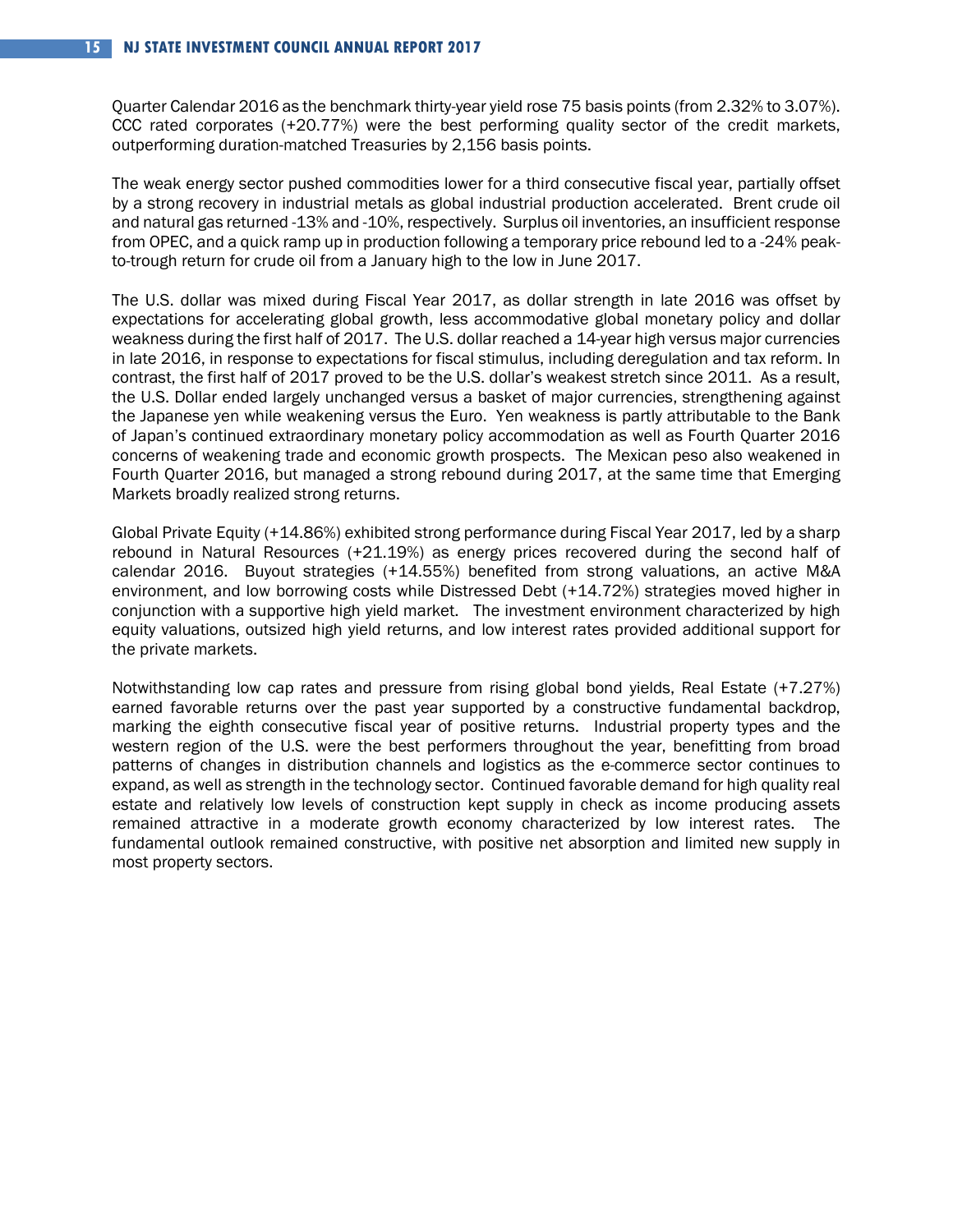Quarter Calendar 2016 as the benchmark thirty-year yield rose 75 basis points (from 2.32% to 3.07%). CCC rated corporates (+20.77%) were the best performing quality sector of the credit markets, outperforming duration-matched Treasuries by 2,156 basis points.

The weak energy sector pushed commodities lower for a third consecutive fiscal year, partially offset by a strong recovery in industrial metals as global industrial production accelerated. Brent crude oil and natural gas returned -13% and -10%, respectively. Surplus oil inventories, an insufficient response from OPEC, and a quick ramp up in production following a temporary price rebound led to a -24% peak-to-trough return for crude oil from a January high to the low in June 2017.

The U.S. dollar was mixed during Fiscal Year 2017, as dollar strength in late 2016 was offset by expectations for accelerating global growth, less accommodative global monetary policy and dollar weakness during the first half of 2017. The U.S. dollar reached a 14-year high versus major currencies in late 2016, in response to expectations for fiscal stimulus, including deregulation and tax reform. In contrast, the first half of 2017 proved to be the U.S. dollar's weakest stretch since 2011. As a result, the U.S. Dollar ended largely unchanged versus a basket of major currencies, strengthening against the Japanese yen while weakening versus the Euro. Yen weakness is partly attributable to the Bank of Japan's continued extraordinary monetary policy accommodation as well as Fourth Quarter 2016 concerns of weakening trade and economic growth prospects. The Mexican peso also weakened in Fourth Quarter 2016, but managed a strong rebound during 2017, at the same time that Emerging Markets broadly realized strong returns.

Global Private Equity (+14.86%) exhibited strong performance during Fiscal Year 2017, led by a sharp rebound in Natural Resources (+21.19%) as energy prices recovered during the second half of calendar 2016. Buyout strategies (+14.55%) benefited from strong valuations, an active M&A environment, and low borrowing costs while Distressed Debt (+14.72%) strategies moved higher in conjunction with a supportive high yield market. The investment environment characterized by high equity valuations, outsized high yield returns, and low interest rates provided additional support for the private markets.

Notwithstanding low cap rates and pressure from rising global bond yields, Real Estate (+7.27%) earned favorable returns over the past year supported by a constructive fundamental backdrop, marking the eighth consecutive fiscal year of positive returns. Industrial property types and the western region of the U.S. were the best performers throughout the year, benefitting from broad patterns of changes in distribution channels and logistics as the e-commerce sector continues to expand, as well as strength in the technology sector. Continued favorable demand for high quality real estate and relatively low levels of construction kept supply in check as income producing assets remained attractive in a moderate growth economy characterized by low interest rates. The fundamental outlook remained constructive, with positive net absorption and limited new supply in most property sectors.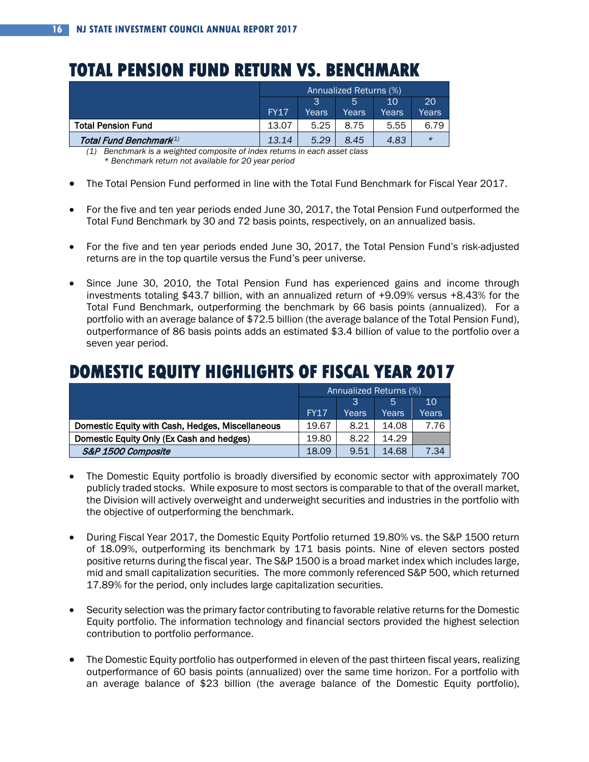# TOTAL PENSION FUND RETURN VS. BENCHMARK

| | Annualized Returns (%) | | | | |
|---|---|---|---|---|---|
| | FY17 | 3 Years | 5 Years | 10 Years | 20 Years |
| Total Pension Fund | 13.07 | 5.25 | 8.75 | 5.55 | 6.79 |
| *Total Fund Benchmark[(1)]* | *13.14* | *5.29* | *8.45* | *4.83* | * |

*(1) Benchmark is a weighted composite of index returns in each asset class*
*\* Benchmark return not available for 20 year period*

- The Total Pension Fund performed in line with the Total Fund Benchmark for Fiscal Year 2017.
- For the five and ten year periods ended June 30, 2017, the Total Pension Fund outperformed the Total Fund Benchmark by 30 and 72 basis points, respectively, on an annualized basis.
- For the five and ten year periods ended June 30, 2017, the Total Pension Fund's risk-adjusted returns are in the top quartile versus the Fund's peer universe.
- Since June 30, 2010, the Total Pension Fund has experienced gains and income through investments totaling $43.7 billion, with an annualized return of +9.09% versus +8.43% for the Total Fund Benchmark, outperforming the benchmark by 66 basis points (annualized). For a portfolio with an average balance of $72.5 billion (the average balance of the Total Pension Fund), outperformance of 86 basis points adds an estimated $3.4 billion of value to the portfolio over a seven year period.

# DOMESTIC EQUITY HIGHLIGHTS OF FISCAL YEAR 2017

| | Annualized Returns (%) | | | |
|---|---|---|---|---|
| | FY17 | 3 Years | 5 Years | 10 Years |
| Domestic Equity with Cash, Hedges, Miscellaneous | 19.67 | 8.21 | 14.08 | 7.76 |
| Domestic Equity Only (Ex Cash and hedges) | 19.80 | 8.22 | 14.29 | |
| *S&P 1500 Composite* | 18.09 | 9.51 | 14.68 | 7.34 |

- The Domestic Equity portfolio is broadly diversified by economic sector with approximately 700 publicly traded stocks. While exposure to most sectors is comparable to that of the overall market, the Division will actively overweight and underweight securities and industries in the portfolio with the objective of outperforming the benchmark.
- During Fiscal Year 2017, the Domestic Equity Portfolio returned 19.80% vs. the S&P 1500 return of 18.09%, outperforming its benchmark by 171 basis points. Nine of eleven sectors posted positive returns during the fiscal year. The S&P 1500 is a broad market index which includes large, mid and small capitalization securities. The more commonly referenced S&P 500, which returned 17.89% for the period, only includes large capitalization securities.
- Security selection was the primary factor contributing to favorable relative returns for the Domestic Equity portfolio. The information technology and financial sectors provided the highest selection contribution to portfolio performance.
- The Domestic Equity portfolio has outperformed in eleven of the past thirteen fiscal years, realizing outperformance of 60 basis points (annualized) over the same time horizon. For a portfolio with an average balance of $23 billion (the average balance of the Domestic Equity portfolio),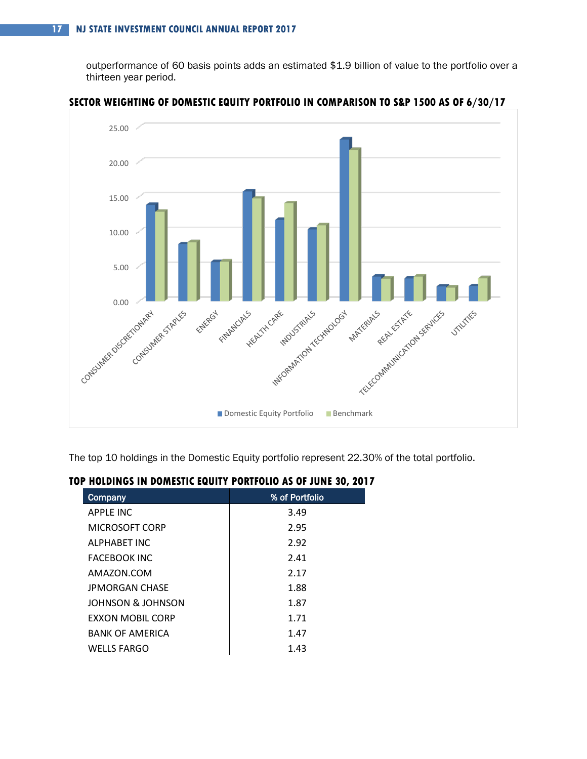outperformance of 60 basis points adds an estimated $1.9 billion of value to the portfolio over a thirteen year period.

**SECTOR WEIGHTING OF DOMESTIC EQUITY PORTFOLIO IN COMPARISON TO S&P 1500 AS OF 6/30/17**

The top 10 holdings in the Domestic Equity portfolio represent 22.30% of the total portfolio.

**TOP HOLDINGS IN DOMESTIC EQUITY PORTFOLIO AS OF JUNE 30, 2017**

| Company | % of Portfolio |
|---|---|
| APPLE INC | 3.49 |
| MICROSOFT CORP | 2.95 |
| ALPHABET INC | 2.92 |
| FACEBOOK INC | 2.41 |
| AMAZON.COM | 2.17 |
| JPMORGAN CHASE | 1.88 |
| JOHNSON & JOHNSON | 1.87 |
| EXXON MOBIL CORP | 1.71 |
| BANK OF AMERICA | 1.47 |
| WELLS FARGO | 1.43 |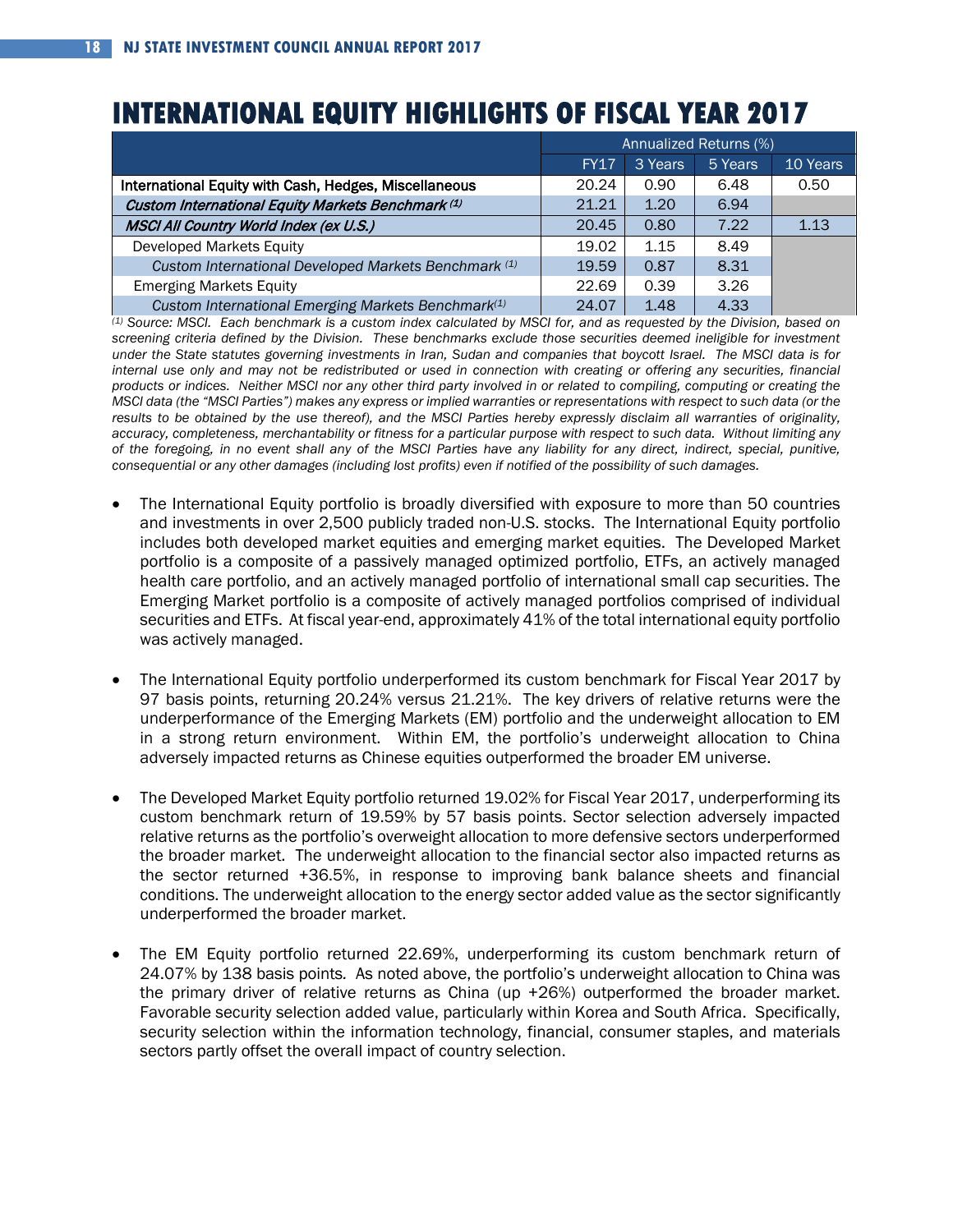# INTERNATIONAL EQUITY HIGHLIGHTS OF FISCAL YEAR 2017

| | Annualized Returns (%) | | | |
|---|---|---|---|---|
| | FY17 | 3 Years | 5 Years | 10 Years |
| International Equity with Cash, Hedges, Miscellaneous | 20.24 | 0.90 | 6.48 | 0.50 |
| *Custom International Equity Markets Benchmark (1)* | 21.21 | 1.20 | 6.94 | |
| *MSCI All Country World Index (ex U.S.)* | 20.45 | 0.80 | 7.22 | 1.13 |
| Developed Markets Equity | 19.02 | 1.15 | 8.49 | |
| *Custom International Developed Markets Benchmark (1)* | 19.59 | 0.87 | 8.31 | |
| Emerging Markets Equity | 22.69 | 0.39 | 3.26 | |
| *Custom International Emerging Markets Benchmark(1)* | 24.07 | 1.48 | 4.33 | |

*(1) Source: MSCI. Each benchmark is a custom index calculated by MSCI for, and as requested by the Division, based on screening criteria defined by the Division. These benchmarks exclude those securities deemed ineligible for investment under the State statutes governing investments in Iran, Sudan and companies that boycott Israel. The MSCI data is for internal use only and may not be redistributed or used in connection with creating or offering any securities, financial products or indices. Neither MSCI nor any other third party involved in or related to compiling, computing or creating the MSCI data (the "MSCI Parties") makes any express or implied warranties or representations with respect to such data (or the results to be obtained by the use thereof), and the MSCI Parties hereby expressly disclaim all warranties of originality, accuracy, completeness, merchantability or fitness for a particular purpose with respect to such data. Without limiting any of the foregoing, in no event shall any of the MSCI Parties have any liability for any direct, indirect, special, punitive, consequential or any other damages (including lost profits) even if notified of the possibility of such damages.*

- The International Equity portfolio is broadly diversified with exposure to more than 50 countries and investments in over 2,500 publicly traded non-U.S. stocks. The International Equity portfolio includes both developed market equities and emerging market equities. The Developed Market portfolio is a composite of a passively managed optimized portfolio, ETFs, an actively managed health care portfolio, and an actively managed portfolio of international small cap securities. The Emerging Market portfolio is a composite of actively managed portfolios comprised of individual securities and ETFs. At fiscal year-end, approximately 41% of the total international equity portfolio was actively managed.

- The International Equity portfolio underperformed its custom benchmark for Fiscal Year 2017 by 97 basis points, returning 20.24% versus 21.21%. The key drivers of relative returns were the underperformance of the Emerging Markets (EM) portfolio and the underweight allocation to EM in a strong return environment. Within EM, the portfolio's underweight allocation to China adversely impacted returns as Chinese equities outperformed the broader EM universe.

- The Developed Market Equity portfolio returned 19.02% for Fiscal Year 2017, underperforming its custom benchmark return of 19.59% by 57 basis points. Sector selection adversely impacted relative returns as the portfolio's overweight allocation to more defensive sectors underperformed the broader market. The underweight allocation to the financial sector also impacted returns as the sector returned +36.5%, in response to improving bank balance sheets and financial conditions. The underweight allocation to the energy sector added value as the sector significantly underperformed the broader market.

- The EM Equity portfolio returned 22.69%, underperforming its custom benchmark return of 24.07% by 138 basis points. As noted above, the portfolio's underweight allocation to China was the primary driver of relative returns as China (up +26%) outperformed the broader market. Favorable security selection added value, particularly within Korea and South Africa. Specifically, security selection within the information technology, financial, consumer staples, and materials sectors partly offset the overall impact of country selection.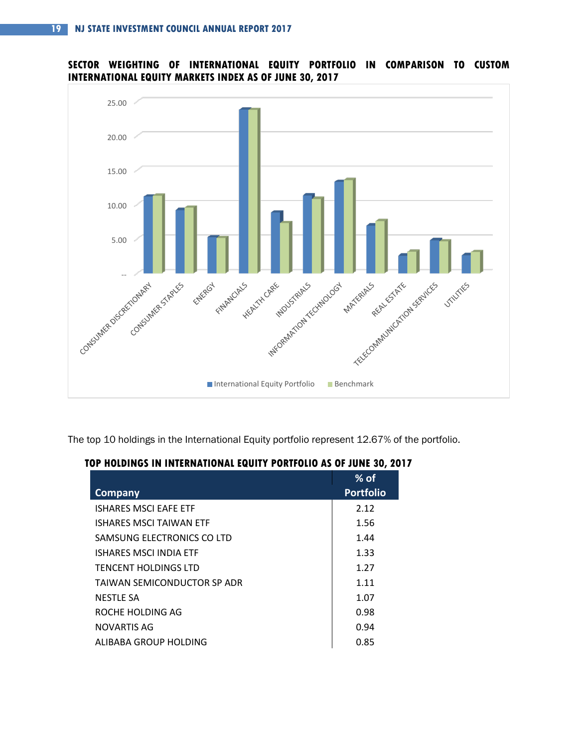### SECTOR WEIGHTING OF INTERNATIONAL EQUITY PORTFOLIO IN COMPARISON TO CUSTOM INTERNATIONAL EQUITY MARKETS INDEX AS OF JUNE 30, 2017

The top 10 holdings in the International Equity portfolio represent 12.67% of the portfolio.

### TOP HOLDINGS IN INTERNATIONAL EQUITY PORTFOLIO AS OF JUNE 30, 2017

| Company | % of Portfolio |
|---|---|
| ISHARES MSCI EAFE ETF | 2.12 |
| ISHARES MSCI TAIWAN ETF | 1.56 |
| SAMSUNG ELECTRONICS CO LTD | 1.44 |
| ISHARES MSCI INDIA ETF | 1.33 |
| TENCENT HOLDINGS LTD | 1.27 |
| TAIWAN SEMICONDUCTOR SP ADR | 1.11 |
| NESTLE SA | 1.07 |
| ROCHE HOLDING AG | 0.98 |
| NOVARTIS AG | 0.94 |
| ALIBABA GROUP HOLDING | 0.85 |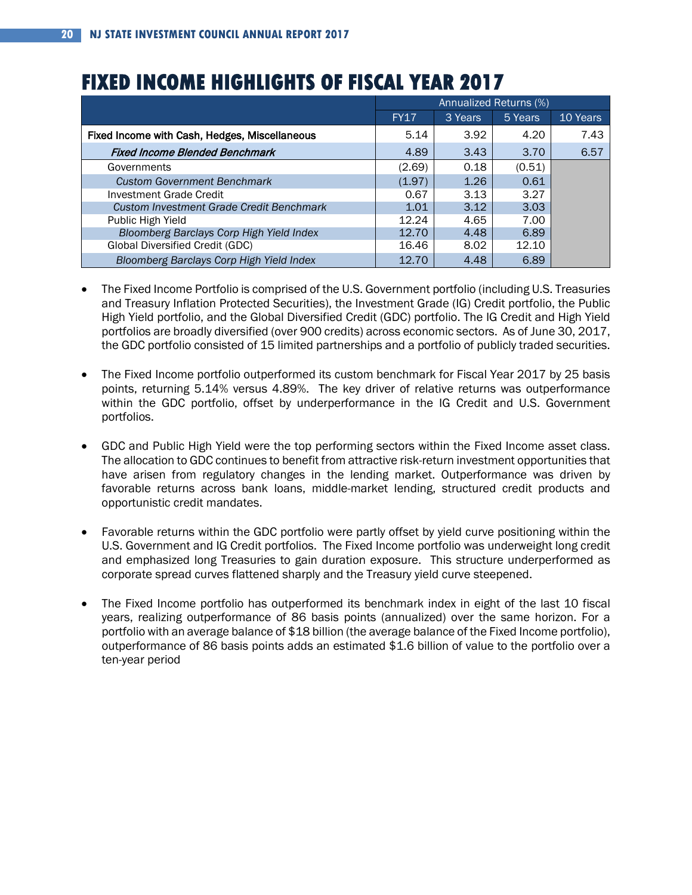# FIXED INCOME HIGHLIGHTS OF FISCAL YEAR 2017

| | Annualized Returns (%) | | | |
|---|---|---|---|---|
| | FY17 | 3 Years | 5 Years | 10 Years |
| **Fixed Income with Cash, Hedges, Miscellaneous** | 5.14 | 3.92 | 4.20 | 7.43 |
| ***Fixed Income Blended Benchmark*** | 4.89 | 3.43 | 3.70 | 6.57 |
| Governments | (2.69) | 0.18 | (0.51) | |
| *Custom Government Benchmark* | (1.97) | 1.26 | 0.61 | |
| Investment Grade Credit | 0.67 | 3.13 | 3.27 | |
| *Custom Investment Grade Credit Benchmark* | 1.01 | 3.12 | 3.03 | |
| Public High Yield | 12.24 | 4.65 | 7.00 | |
| *Bloomberg Barclays Corp High Yield Index* | 12.70 | 4.48 | 6.89 | |
| Global Diversified Credit (GDC) | 16.46 | 8.02 | 12.10 | |
| *Bloomberg Barclays Corp High Yield Index* | 12.70 | 4.48 | 6.89 | |

- The Fixed Income Portfolio is comprised of the U.S. Government portfolio (including U.S. Treasuries and Treasury Inflation Protected Securities), the Investment Grade (IG) Credit portfolio, the Public High Yield portfolio, and the Global Diversified Credit (GDC) portfolio. The IG Credit and High Yield portfolios are broadly diversified (over 900 credits) across economic sectors. As of June 30, 2017, the GDC portfolio consisted of 15 limited partnerships and a portfolio of publicly traded securities.

- The Fixed Income portfolio outperformed its custom benchmark for Fiscal Year 2017 by 25 basis points, returning 5.14% versus 4.89%. The key driver of relative returns was outperformance within the GDC portfolio, offset by underperformance in the IG Credit and U.S. Government portfolios.

- GDC and Public High Yield were the top performing sectors within the Fixed Income asset class. The allocation to GDC continues to benefit from attractive risk-return investment opportunities that have arisen from regulatory changes in the lending market. Outperformance was driven by favorable returns across bank loans, middle-market lending, structured credit products and opportunistic credit mandates.

- Favorable returns within the GDC portfolio were partly offset by yield curve positioning within the U.S. Government and IG Credit portfolios. The Fixed Income portfolio was underweight long credit and emphasized long Treasuries to gain duration exposure. This structure underperformed as corporate spread curves flattened sharply and the Treasury yield curve steepened.

- The Fixed Income portfolio has outperformed its benchmark index in eight of the last 10 fiscal years, realizing outperformance of 86 basis points (annualized) over the same horizon. For a portfolio with an average balance of $18 billion (the average balance of the Fixed Income portfolio), outperformance of 86 basis points adds an estimated $1.6 billion of value to the portfolio over a ten-year period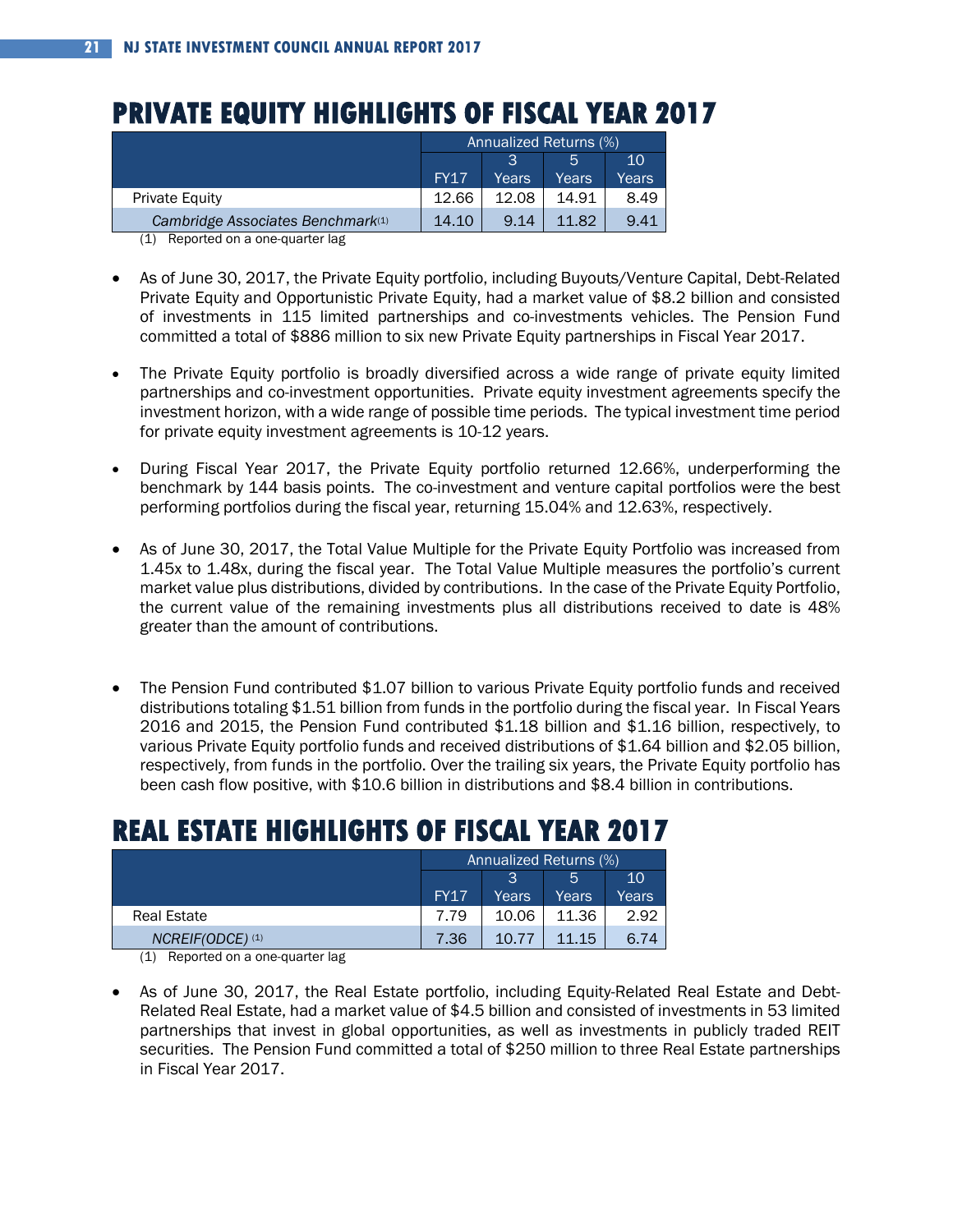# PRIVATE EQUITY HIGHLIGHTS OF FISCAL YEAR 2017

| | Annualized Returns (%) | | | |
|---|---|---|---|---|
| | FY17 | 3 Years | 5 Years | 10 Years |
| Private Equity | 12.66 | 12.08 | 14.91 | 8.49 |
| *Cambridge Associates Benchmark*[(1)] | 14.10 | 9.14 | 11.82 | 9.41 |

(1) Reported on a one-quarter lag

- As of June 30, 2017, the Private Equity portfolio, including Buyouts/Venture Capital, Debt-Related Private Equity and Opportunistic Private Equity, had a market value of $8.2 billion and consisted of investments in 115 limited partnerships and co-investments vehicles. The Pension Fund committed a total of $886 million to six new Private Equity partnerships in Fiscal Year 2017.

- The Private Equity portfolio is broadly diversified across a wide range of private equity limited partnerships and co-investment opportunities. Private equity investment agreements specify the investment horizon, with a wide range of possible time periods. The typical investment time period for private equity investment agreements is 10-12 years.

- During Fiscal Year 2017, the Private Equity portfolio returned 12.66%, underperforming the benchmark by 144 basis points. The co-investment and venture capital portfolios were the best performing portfolios during the fiscal year, returning 15.04% and 12.63%, respectively.

- As of June 30, 2017, the Total Value Multiple for the Private Equity Portfolio was increased from 1.45x to 1.48x, during the fiscal year. The Total Value Multiple measures the portfolio's current market value plus distributions, divided by contributions. In the case of the Private Equity Portfolio, the current value of the remaining investments plus all distributions received to date is 48% greater than the amount of contributions.

- The Pension Fund contributed $1.07 billion to various Private Equity portfolio funds and received distributions totaling $1.51 billion from funds in the portfolio during the fiscal year. In Fiscal Years 2016 and 2015, the Pension Fund contributed $1.18 billion and $1.16 billion, respectively, to various Private Equity portfolio funds and received distributions of $1.64 billion and $2.05 billion, respectively, from funds in the portfolio. Over the trailing six years, the Private Equity portfolio has been cash flow positive, with $10.6 billion in distributions and $8.4 billion in contributions.

# REAL ESTATE HIGHLIGHTS OF FISCAL YEAR 2017

| | Annualized Returns (%) | | | |
|---|---|---|---|---|
| | FY17 | 3 Years | 5 Years | 10 Years |
| Real Estate | 7.79 | 10.06 | 11.36 | 2.92 |
| *NCREIF(ODCE)* [(1)] | 7.36 | 10.77 | 11.15 | 6.74 |

(1) Reported on a one-quarter lag

- As of June 30, 2017, the Real Estate portfolio, including Equity-Related Real Estate and Debt-Related Real Estate, had a market value of $4.5 billion and consisted of investments in 53 limited partnerships that invest in global opportunities, as well as investments in publicly traded REIT securities. The Pension Fund committed a total of $250 million to three Real Estate partnerships in Fiscal Year 2017.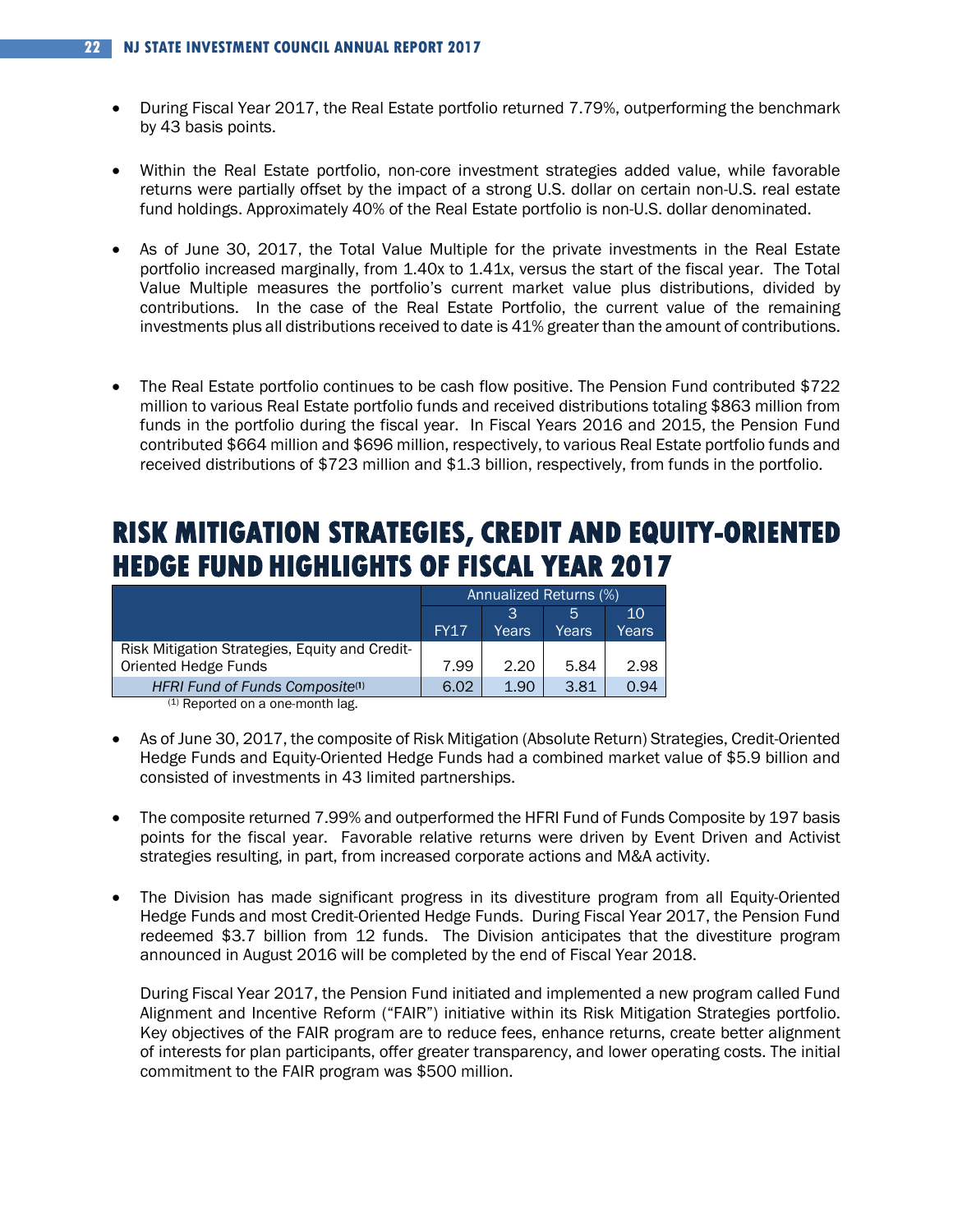- During Fiscal Year 2017, the Real Estate portfolio returned 7.79%, outperforming the benchmark by 43 basis points.

- Within the Real Estate portfolio, non-core investment strategies added value, while favorable returns were partially offset by the impact of a strong U.S. dollar on certain non-U.S. real estate fund holdings. Approximately 40% of the Real Estate portfolio is non-U.S. dollar denominated.

- As of June 30, 2017, the Total Value Multiple for the private investments in the Real Estate portfolio increased marginally, from 1.40x to 1.41x, versus the start of the fiscal year. The Total Value Multiple measures the portfolio's current market value plus distributions, divided by contributions. In the case of the Real Estate Portfolio, the current value of the remaining investments plus all distributions received to date is 41% greater than the amount of contributions.

- The Real Estate portfolio continues to be cash flow positive. The Pension Fund contributed $722 million to various Real Estate portfolio funds and received distributions totaling $863 million from funds in the portfolio during the fiscal year. In Fiscal Years 2016 and 2015, the Pension Fund contributed $664 million and $696 million, respectively, to various Real Estate portfolio funds and received distributions of $723 million and $1.3 billion, respectively, from funds in the portfolio.

# RISK MITIGATION STRATEGIES, CREDIT AND EQUITY-ORIENTED HEDGE FUND HIGHLIGHTS OF FISCAL YEAR 2017

| | Annualized Returns (%) | | | |
|---|---|---|---|---|
| | FY17 | 3 Years | 5 Years | 10 Years |
| Risk Mitigation Strategies, Equity and Credit-Oriented Hedge Funds | 7.99 | 2.20 | 5.84 | 2.98 |
| *HFRI Fund of Funds Composite[1]* | 6.02 | 1.90 | 3.81 | 0.94 |

[1] Reported on a one-month lag.

- As of June 30, 2017, the composite of Risk Mitigation (Absolute Return) Strategies, Credit-Oriented Hedge Funds and Equity-Oriented Hedge Funds had a combined market value of $5.9 billion and consisted of investments in 43 limited partnerships.

- The composite returned 7.99% and outperformed the HFRI Fund of Funds Composite by 197 basis points for the fiscal year. Favorable relative returns were driven by Event Driven and Activist strategies resulting, in part, from increased corporate actions and M&A activity.

- The Division has made significant progress in its divestiture program from all Equity-Oriented Hedge Funds and most Credit-Oriented Hedge Funds. During Fiscal Year 2017, the Pension Fund redeemed $3.7 billion from 12 funds. The Division anticipates that the divestiture program announced in August 2016 will be completed by the end of Fiscal Year 2018.

  During Fiscal Year 2017, the Pension Fund initiated and implemented a new program called Fund Alignment and Incentive Reform ("FAIR") initiative within its Risk Mitigation Strategies portfolio. Key objectives of the FAIR program are to reduce fees, enhance returns, create better alignment of interests for plan participants, offer greater transparency, and lower operating costs. The initial commitment to the FAIR program was $500 million.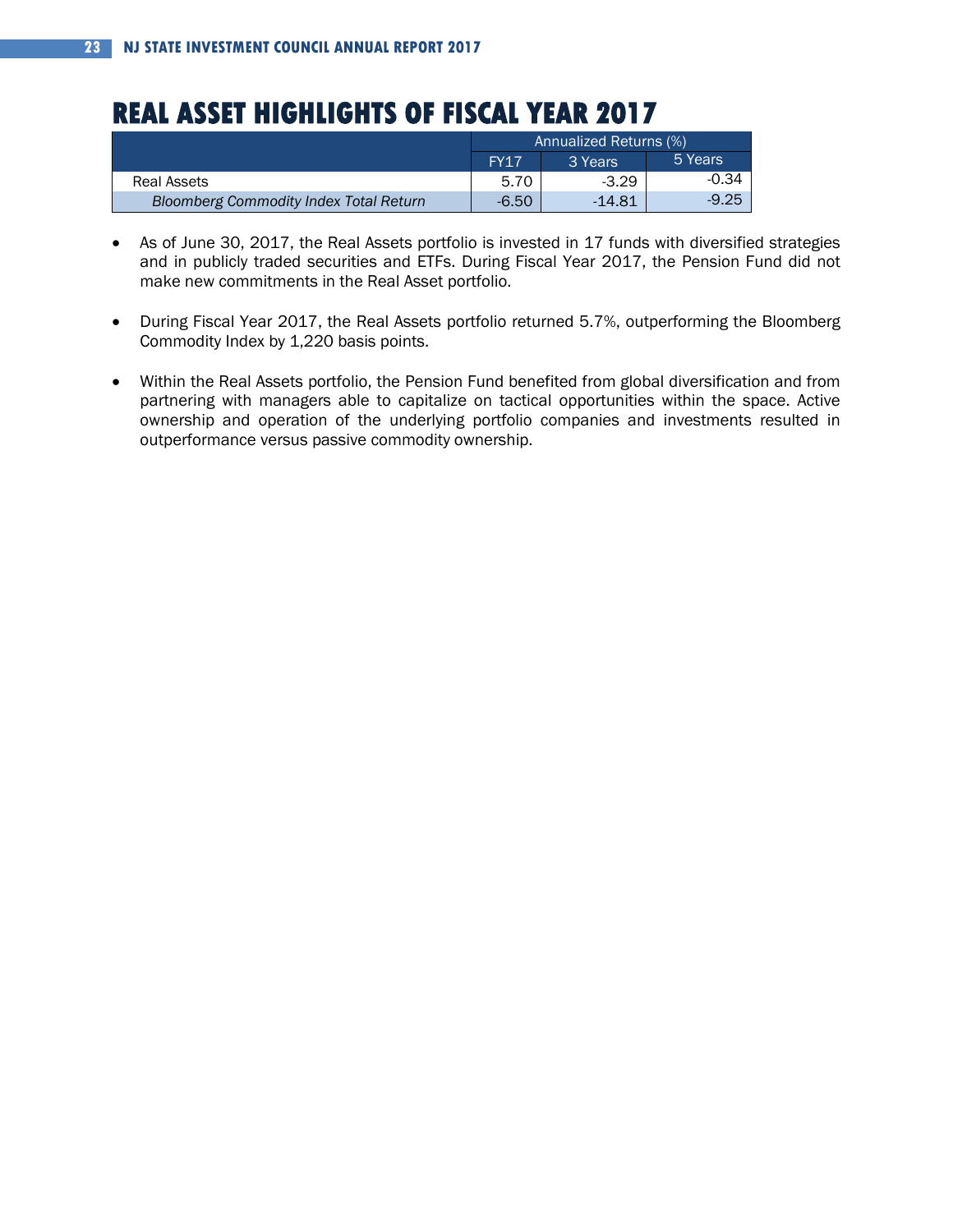# REAL ASSET HIGHLIGHTS OF FISCAL YEAR 2017

| | Annualized Returns (%) | | |
|---|---|---|---|
| | FY17 | 3 Years | 5 Years |
| Real Assets | 5.70 | -3.29 | -0.34 |
| *Bloomberg Commodity Index Total Return* | -6.50 | -14.81 | -9.25 |

- As of June 30, 2017, the Real Assets portfolio is invested in 17 funds with diversified strategies and in publicly traded securities and ETFs. During Fiscal Year 2017, the Pension Fund did not make new commitments in the Real Asset portfolio.

- During Fiscal Year 2017, the Real Assets portfolio returned 5.7%, outperforming the Bloomberg Commodity Index by 1,220 basis points.

- Within the Real Assets portfolio, the Pension Fund benefited from global diversification and from partnering with managers able to capitalize on tactical opportunities within the space. Active ownership and operation of the underlying portfolio companies and investments resulted in outperformance versus passive commodity ownership.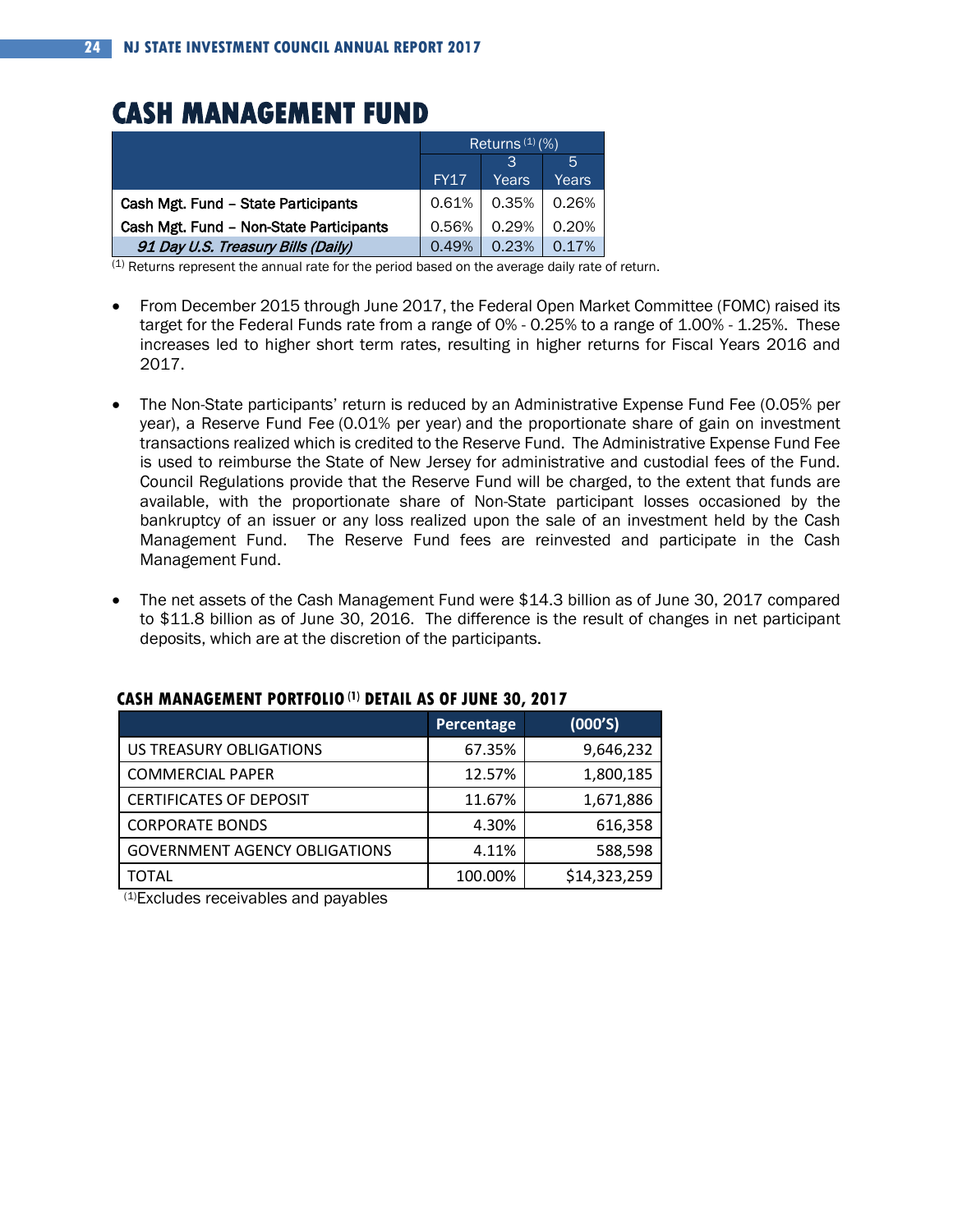# CASH MANAGEMENT FUND

| | Returns [1] (%) | | |
|---|---|---|---|
| | FY17 | 3 Years | 5 Years |
| **Cash Mgt. Fund – State Participants** | 0.61% | 0.35% | 0.26% |
| **Cash Mgt. Fund – Non-State Participants** | 0.56% | 0.29% | 0.20% |
| ***91 Day U.S. Treasury Bills (Daily)*** | 0.49% | 0.23% | 0.17% |

[1] Returns represent the annual rate for the period based on the average daily rate of return.

- From December 2015 through June 2017, the Federal Open Market Committee (FOMC) raised its target for the Federal Funds rate from a range of 0% - 0.25% to a range of 1.00% - 1.25%. These increases led to higher short term rates, resulting in higher returns for Fiscal Years 2016 and 2017.

- The Non-State participants' return is reduced by an Administrative Expense Fund Fee (0.05% per year), a Reserve Fund Fee (0.01% per year) and the proportionate share of gain on investment transactions realized which is credited to the Reserve Fund. The Administrative Expense Fund Fee is used to reimburse the State of New Jersey for administrative and custodial fees of the Fund. Council Regulations provide that the Reserve Fund will be charged, to the extent that funds are available, with the proportionate share of Non-State participant losses occasioned by the bankruptcy of an issuer or any loss realized upon the sale of an investment held by the Cash Management Fund. The Reserve Fund fees are reinvested and participate in the Cash Management Fund.

- The net assets of the Cash Management Fund were $14.3 billion as of June 30, 2017 compared to $11.8 billion as of June 30, 2016. The difference is the result of changes in net participant deposits, which are at the discretion of the participants.

### CASH MANAGEMENT PORTFOLIO [1] DETAIL AS OF JUNE 30, 2017

| | Percentage | (000'S) |
|---|---|---|
| US TREASURY OBLIGATIONS | 67.35% | 9,646,232 |
| COMMERCIAL PAPER | 12.57% | 1,800,185 |
| CERTIFICATES OF DEPOSIT | 11.67% | 1,671,886 |
| CORPORATE BONDS | 4.30% | 616,358 |
| GOVERNMENT AGENCY OBLIGATIONS | 4.11% | 588,598 |
| TOTAL | 100.00% | $14,323,259 |

[1] Excludes receivables and payables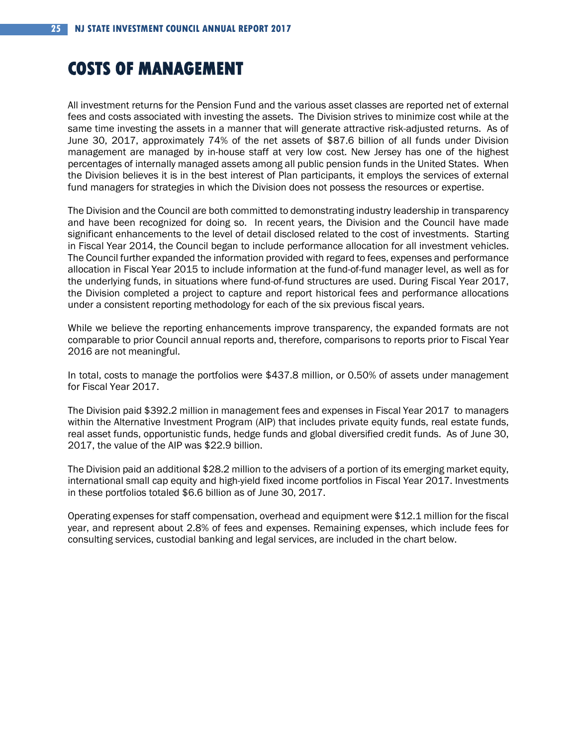# COSTS OF MANAGEMENT

All investment returns for the Pension Fund and the various asset classes are reported net of external fees and costs associated with investing the assets. The Division strives to minimize cost while at the same time investing the assets in a manner that will generate attractive risk-adjusted returns. As of June 30, 2017, approximately 74% of the net assets of $87.6 billion of all funds under Division management are managed by in-house staff at very low cost. New Jersey has one of the highest percentages of internally managed assets among all public pension funds in the United States. When the Division believes it is in the best interest of Plan participants, it employs the services of external fund managers for strategies in which the Division does not possess the resources or expertise.

The Division and the Council are both committed to demonstrating industry leadership in transparency and have been recognized for doing so. In recent years, the Division and the Council have made significant enhancements to the level of detail disclosed related to the cost of investments. Starting in Fiscal Year 2014, the Council began to include performance allocation for all investment vehicles. The Council further expanded the information provided with regard to fees, expenses and performance allocation in Fiscal Year 2015 to include information at the fund-of-fund manager level, as well as for the underlying funds, in situations where fund-of-fund structures are used. During Fiscal Year 2017, the Division completed a project to capture and report historical fees and performance allocations under a consistent reporting methodology for each of the six previous fiscal years.

While we believe the reporting enhancements improve transparency, the expanded formats are not comparable to prior Council annual reports and, therefore, comparisons to reports prior to Fiscal Year 2016 are not meaningful.

In total, costs to manage the portfolios were $437.8 million, or 0.50% of assets under management for Fiscal Year 2017.

The Division paid $392.2 million in management fees and expenses in Fiscal Year 2017 to managers within the Alternative Investment Program (AIP) that includes private equity funds, real estate funds, real asset funds, opportunistic funds, hedge funds and global diversified credit funds. As of June 30, 2017, the value of the AIP was $22.9 billion.

The Division paid an additional $28.2 million to the advisers of a portion of its emerging market equity, international small cap equity and high-yield fixed income portfolios in Fiscal Year 2017. Investments in these portfolios totaled $6.6 billion as of June 30, 2017.

Operating expenses for staff compensation, overhead and equipment were $12.1 million for the fiscal year, and represent about 2.8% of fees and expenses. Remaining expenses, which include fees for consulting services, custodial banking and legal services, are included in the chart below.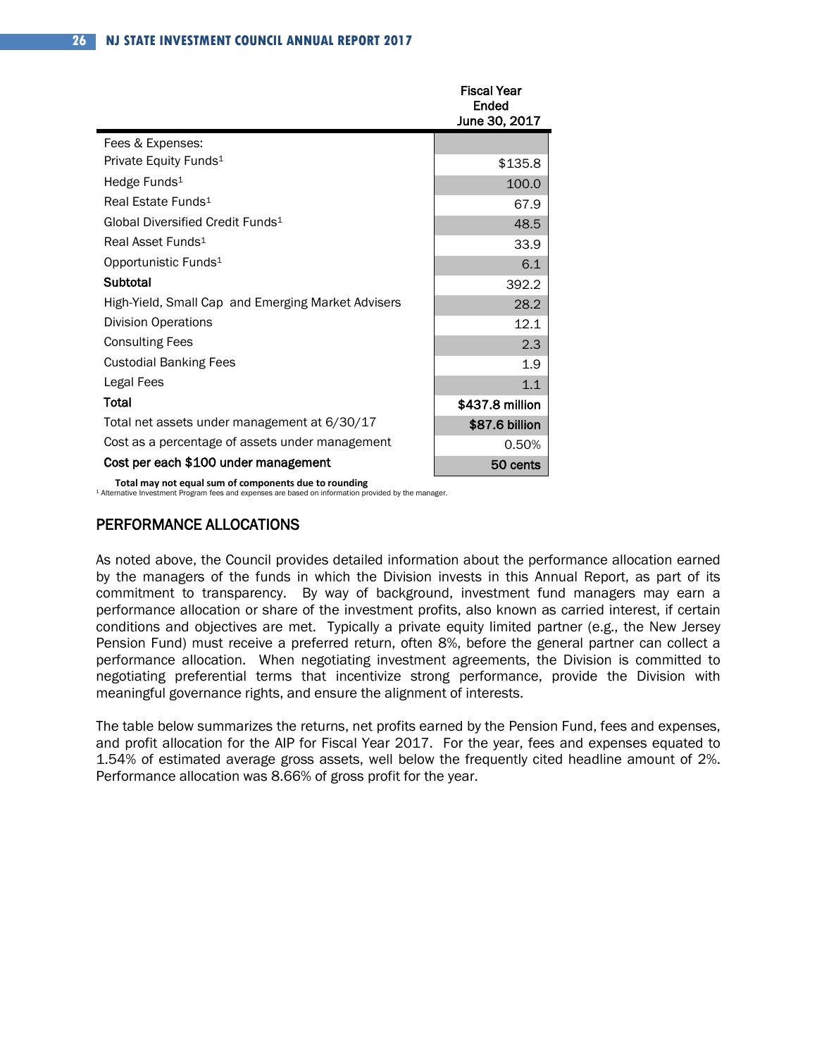| | Fiscal Year Ended June 30, 2017 |
|---|---|
| Fees & Expenses: | |
| Private Equity Funds[1] | $135.8 |
| Hedge Funds[1] | 100.0 |
| Real Estate Funds[1] | 67.9 |
| Global Diversified Credit Funds[1] | 48.5 |
| Real Asset Funds[1] | 33.9 |
| Opportunistic Funds[1] | 6.1 |
| **Subtotal** | 392.2 |
| High-Yield, Small Cap and Emerging Market Advisers | 28.2 |
| Division Operations | 12.1 |
| Consulting Fees | 2.3 |
| Custodial Banking Fees | 1.9 |
| Legal Fees | 1.1 |
| **Total** | **$437.8 million** |
| Total net assets under management at 6/30/17 | **$87.6 billion** |
| Cost as a percentage of assets under management | 0.50% |
| **Cost per each $100 under management** | **50 cents** |

**Total may not equal sum of components due to rounding**

[1] Alternative Investment Program fees and expenses are based on information provided by the manager.

## PERFORMANCE ALLOCATIONS

As noted above, the Council provides detailed information about the performance allocation earned by the managers of the funds in which the Division invests in this Annual Report, as part of its commitment to transparency. By way of background, investment fund managers may earn a performance allocation or share of the investment profits, also known as carried interest, if certain conditions and objectives are met. Typically a private equity limited partner (e.g., the New Jersey Pension Fund) must receive a preferred return, often 8%, before the general partner can collect a performance allocation. When negotiating investment agreements, the Division is committed to negotiating preferential terms that incentivize strong performance, provide the Division with meaningful governance rights, and ensure the alignment of interests.

The table below summarizes the returns, net profits earned by the Pension Fund, fees and expenses, and profit allocation for the AIP for Fiscal Year 2017. For the year, fees and expenses equated to 1.54% of estimated average gross assets, well below the frequently cited headline amount of 2%. Performance allocation was 8.66% of gross profit for the year.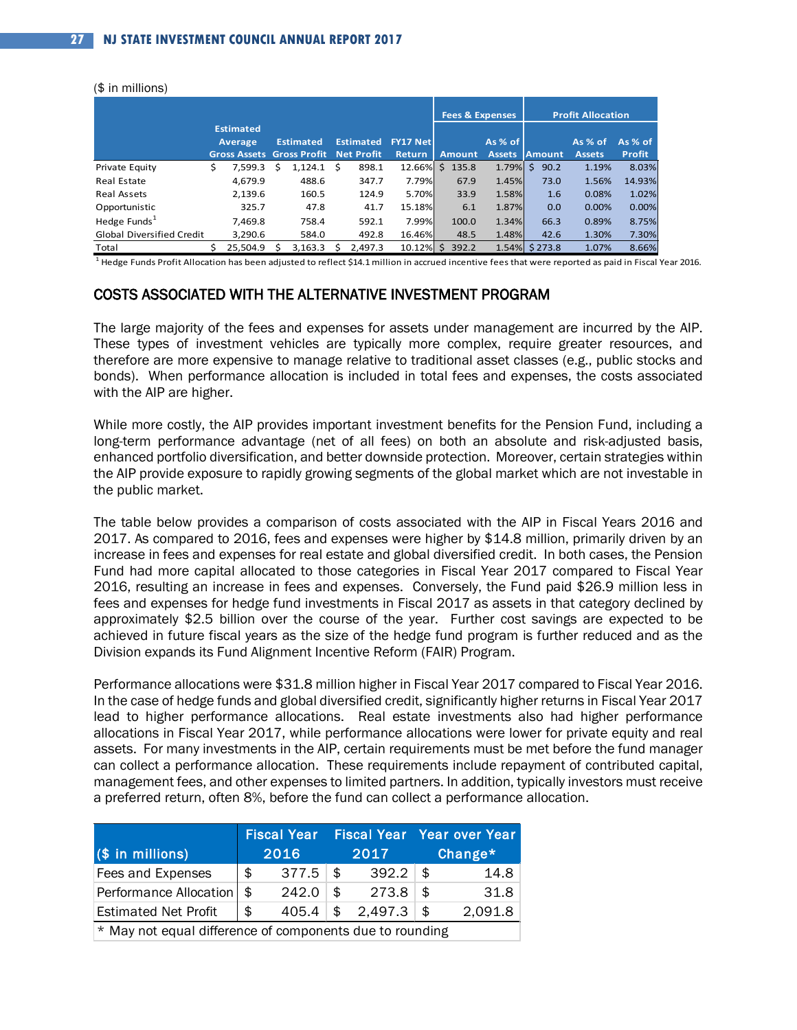($ in millions)

| | Estimated Average Gross Assets | Estimated Gross Profit | Estimated Net Profit | FY17 Net Return | Fees & Expenses | | Profit Allocation | | |
|---|---|---|---|---|---|---|---|---|---|
| | | | | | Amount | As % of Assets | Amount | As % of Assets | As % of Profit |
| Private Equity | $ 7,599.3 | $ 1,124.1 | $ 898.1 | 12.66% | $ 135.8 | 1.79% | $ 90.2 | 1.19% | 8.03% |
| Real Estate | 4,679.9 | 488.6 | 347.7 | 7.79% | 67.9 | 1.45% | 73.0 | 1.56% | 14.93% |
| Real Assets | 2,139.6 | 160.5 | 124.9 | 5.70% | 33.9 | 1.58% | 1.6 | 0.08% | 1.02% |
| Opportunistic | 325.7 | 47.8 | 41.7 | 15.18% | 6.1 | 1.87% | 0.0 | 0.00% | 0.00% |
| Hedge Funds[1] | 7,469.8 | 758.4 | 592.1 | 7.99% | 100.0 | 1.34% | 66.3 | 0.89% | 8.75% |
| Global Diversified Credit | 3,290.6 | 584.0 | 492.8 | 16.46% | 48.5 | 1.48% | 42.6 | 1.30% | 7.30% |
| Total | $ 25,504.9 | $ 3,163.3 | $ 2,497.3 | 10.12% | $ 392.2 | 1.54% | $ 273.8 | 1.07% | 8.66% |

[1] Hedge Funds Profit Allocation has been adjusted to reflect $14.1 million in accrued incentive fees that were reported as paid in Fiscal Year 2016.

## COSTS ASSOCIATED WITH THE ALTERNATIVE INVESTMENT PROGRAM

The large majority of the fees and expenses for assets under management are incurred by the AIP. These types of investment vehicles are typically more complex, require greater resources, and therefore are more expensive to manage relative to traditional asset classes (e.g., public stocks and bonds). When performance allocation is included in total fees and expenses, the costs associated with the AIP are higher.

While more costly, the AIP provides important investment benefits for the Pension Fund, including a long-term performance advantage (net of all fees) on both an absolute and risk-adjusted basis, enhanced portfolio diversification, and better downside protection. Moreover, certain strategies within the AIP provide exposure to rapidly growing segments of the global market which are not investable in the public market.

The table below provides a comparison of costs associated with the AIP in Fiscal Years 2016 and 2017. As compared to 2016, fees and expenses were higher by $14.8 million, primarily driven by an increase in fees and expenses for real estate and global diversified credit. In both cases, the Pension Fund had more capital allocated to those categories in Fiscal Year 2017 compared to Fiscal Year 2016, resulting an increase in fees and expenses. Conversely, the Fund paid $26.9 million less in fees and expenses for hedge fund investments in Fiscal 2017 as assets in that category declined by approximately $2.5 billion over the course of the year. Further cost savings are expected to be achieved in future fiscal years as the size of the hedge fund program is further reduced and as the Division expands its Fund Alignment Incentive Reform (FAIR) Program.

Performance allocations were $31.8 million higher in Fiscal Year 2017 compared to Fiscal Year 2016. In the case of hedge funds and global diversified credit, significantly higher returns in Fiscal Year 2017 lead to higher performance allocations. Real estate investments also had higher performance allocations in Fiscal Year 2017, while performance allocations were lower for private equity and real assets. For many investments in the AIP, certain requirements must be met before the fund manager can collect a performance allocation. These requirements include repayment of contributed capital, management fees, and other expenses to limited partners. In addition, typically investors must receive a preferred return, often 8%, before the fund can collect a performance allocation.

| ($ in millions) | Fiscal Year 2016 | Fiscal Year 2017 | Year over Year Change* |
|---|---|---|---|
| Fees and Expenses | $ 377.5 | $ 392.2 | $ 14.8 |
| Performance Allocation | $ 242.0 | $ 273.8 | $ 31.8 |
| Estimated Net Profit | $ 405.4 | $ 2,497.3 | $ 2,091.8 |

* May not equal difference of components due to rounding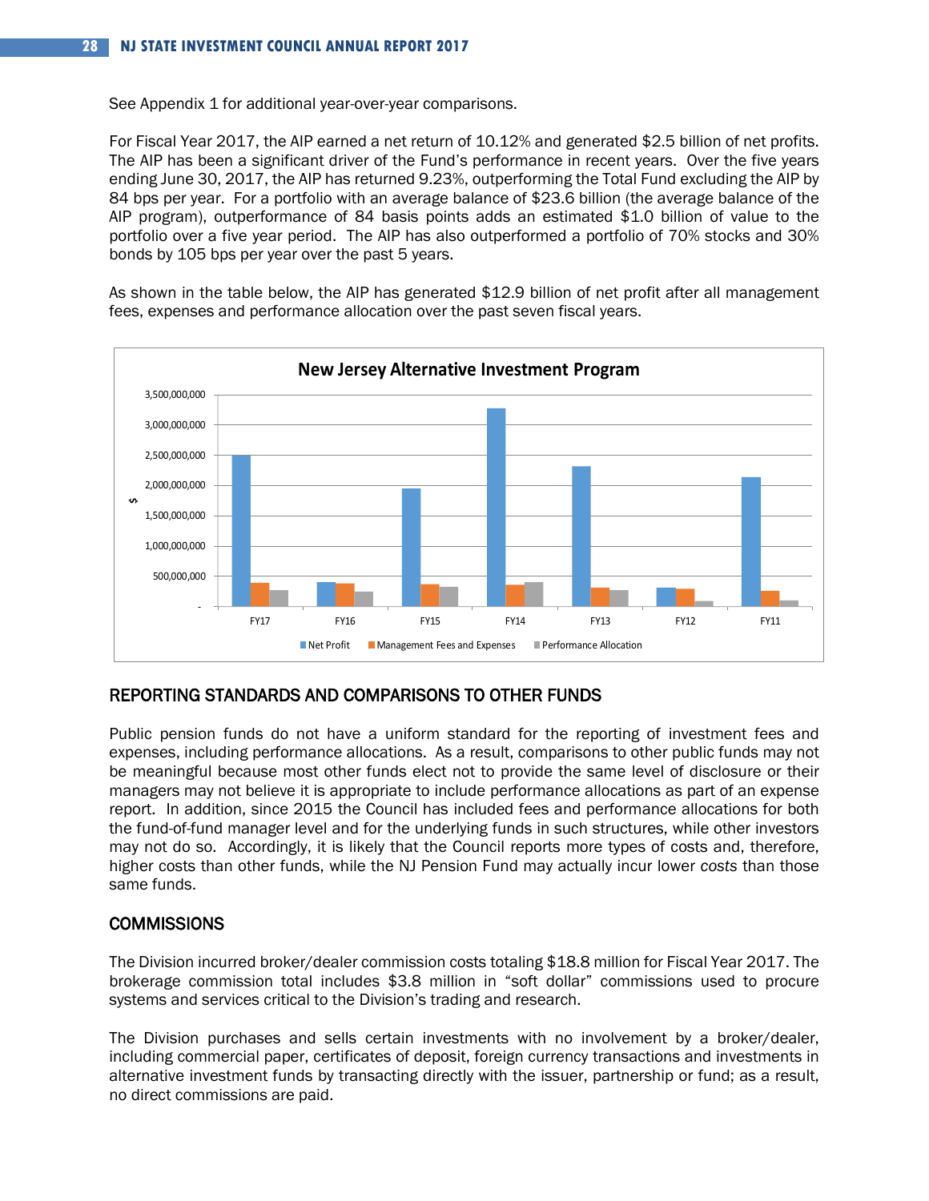See Appendix 1 for additional year-over-year comparisons.

For Fiscal Year 2017, the AIP earned a net return of 10.12% and generated $2.5 billion of net profits. The AIP has been a significant driver of the Fund's performance in recent years. Over the five years ending June 30, 2017, the AIP has returned 9.23%, outperforming the Total Fund excluding the AIP by 84 bps per year. For a portfolio with an average balance of $23.6 billion (the average balance of the AIP program), outperformance of 84 basis points adds an estimated $1.0 billion of value to the portfolio over a five year period. The AIP has also outperformed a portfolio of 70% stocks and 30% bonds by 105 bps per year over the past 5 years.

As shown in the table below, the AIP has generated $12.9 billion of net profit after all management fees, expenses and performance allocation over the past seven fiscal years.

**New Jersey Alternative Investment Program**

## REPORTING STANDARDS AND COMPARISONS TO OTHER FUNDS

Public pension funds do not have a uniform standard for the reporting of investment fees and expenses, including performance allocations. As a result, comparisons to other public funds may not be meaningful because most other funds elect not to provide the same level of disclosure or their managers may not believe it is appropriate to include performance allocations as part of an expense report. In addition, since 2015 the Council has included fees and performance allocations for both the fund-of-fund manager level and for the underlying funds in such structures, while other investors may not do so. Accordingly, it is likely that the Council reports more types of costs and, therefore, higher costs than other funds, while the NJ Pension Fund may actually incur lower *costs* than those same funds.

## COMMISSIONS

The Division incurred broker/dealer commission costs totaling $18.8 million for Fiscal Year 2017. The brokerage commission total includes $3.8 million in "soft dollar" commissions used to procure systems and services critical to the Division's trading and research.

The Division purchases and sells certain investments with no involvement by a broker/dealer, including commercial paper, certificates of deposit, foreign currency transactions and investments in alternative investment funds by transacting directly with the issuer, partnership or fund; as a result, no direct commissions are paid.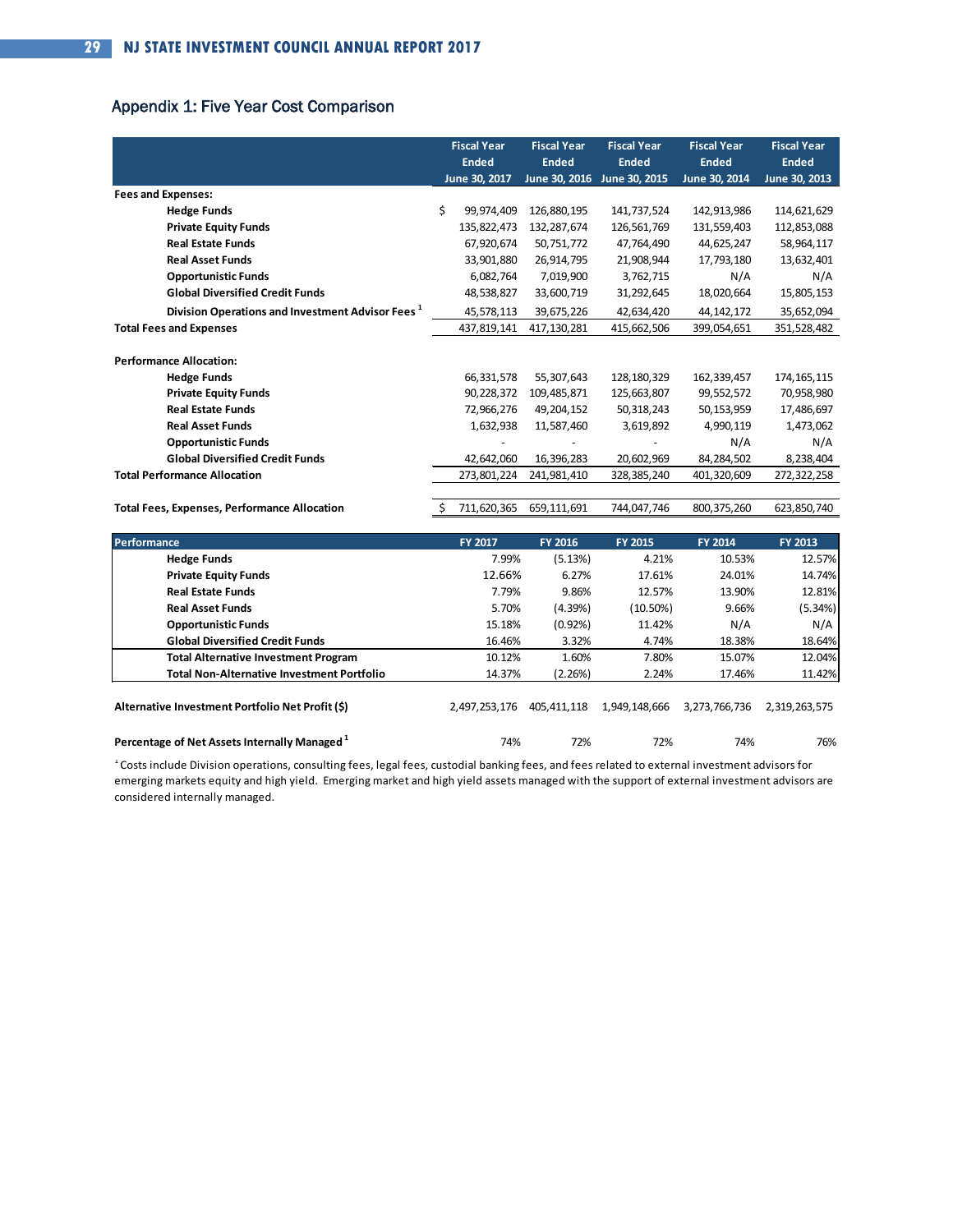## Appendix 1: Five Year Cost Comparison

| | Fiscal Year Ended June 30, 2017 | Fiscal Year Ended June 30, 2016 | Fiscal Year Ended June 30, 2015 | Fiscal Year Ended June 30, 2014 | Fiscal Year Ended June 30, 2013 |
|---|---|---|---|---|---|
| **Fees and Expenses:** | | | | | |
| **Hedge Funds** | $ 99,974,409 | 126,880,195 | 141,737,524 | 142,913,986 | 114,621,629 |
| **Private Equity Funds** | 135,822,473 | 132,287,674 | 126,561,769 | 131,559,403 | 112,853,088 |
| **Real Estate Funds** | 67,920,674 | 50,751,772 | 47,764,490 | 44,625,247 | 58,964,117 |
| **Real Asset Funds** | 33,901,880 | 26,914,795 | 21,908,944 | 17,793,180 | 13,632,401 |
| **Opportunistic Funds** | 6,082,764 | 7,019,900 | 3,762,715 | N/A | N/A |
| **Global Diversified Credit Funds** | 48,538,827 | 33,600,719 | 31,292,645 | 18,020,664 | 15,805,153 |
| **Division Operations and Investment Advisor Fees** [1] | 45,578,113 | 39,675,226 | 42,634,420 | 44,142,172 | 35,652,094 |
| **Total Fees and Expenses** | 437,819,141 | 417,130,281 | 415,662,506 | 399,054,651 | 351,528,482 |
| | | | | | |
| **Performance Allocation:** | | | | | |
| **Hedge Funds** | 66,331,578 | 55,307,643 | 128,180,329 | 162,339,457 | 174,165,115 |
| **Private Equity Funds** | 90,228,372 | 109,485,871 | 125,663,807 | 99,552,572 | 70,958,980 |
| **Real Estate Funds** | 72,966,276 | 49,204,152 | 50,318,243 | 50,153,959 | 17,486,697 |
| **Real Asset Funds** | 1,632,938 | 11,587,460 | 3,619,892 | 4,990,119 | 1,473,062 |
| **Opportunistic Funds** | - | - | - | N/A | N/A |
| **Global Diversified Credit Funds** | 42,642,060 | 16,396,283 | 20,602,969 | 84,284,502 | 8,238,404 |
| **Total Performance Allocation** | 273,801,224 | 241,981,410 | 328,385,240 | 401,320,609 | 272,322,258 |
| | | | | | |
| **Total Fees, Expenses, Performance Allocation** | $ 711,620,365 | 659,111,691 | 744,047,746 | 800,375,260 | 623,850,740 |

| Performance | FY 2017 | FY 2016 | FY 2015 | FY 2014 | FY 2013 |
|---|---|---|---|---|---|
| **Hedge Funds** | 7.99% | (5.13%) | 4.21% | 10.53% | 12.57% |
| **Private Equity Funds** | 12.66% | 6.27% | 17.61% | 24.01% | 14.74% |
| **Real Estate Funds** | 7.79% | 9.86% | 12.57% | 13.90% | 12.81% |
| **Real Asset Funds** | 5.70% | (4.39%) | (10.50%) | 9.66% | (5.34%) |
| **Opportunistic Funds** | 15.18% | (0.92%) | 11.42% | N/A | N/A |
| **Global Diversified Credit Funds** | 16.46% | 3.32% | 4.74% | 18.38% | 18.64% |
| **Total Alternative Investment Program** | 10.12% | 1.60% | 7.80% | 15.07% | 12.04% |
| **Total Non-Alternative Investment Portfolio** | 14.37% | (2.26%) | 2.24% | 17.46% | 11.42% |
| | | | | | |
| **Alternative Investment Portfolio Net Profit ($)** | 2,497,253,176 | 405,411,118 | 1,949,148,666 | 3,273,766,736 | 2,319,263,575 |
| | | | | | |
| **Percentage of Net Assets Internally Managed** [1] | 74% | 72% | 72% | 74% | 76% |

[1] Costs include Division operations, consulting fees, legal fees, custodial banking fees, and fees related to external investment advisors for emerging markets equity and high yield. Emerging market and high yield assets managed with the support of external investment advisors are considered internally managed.